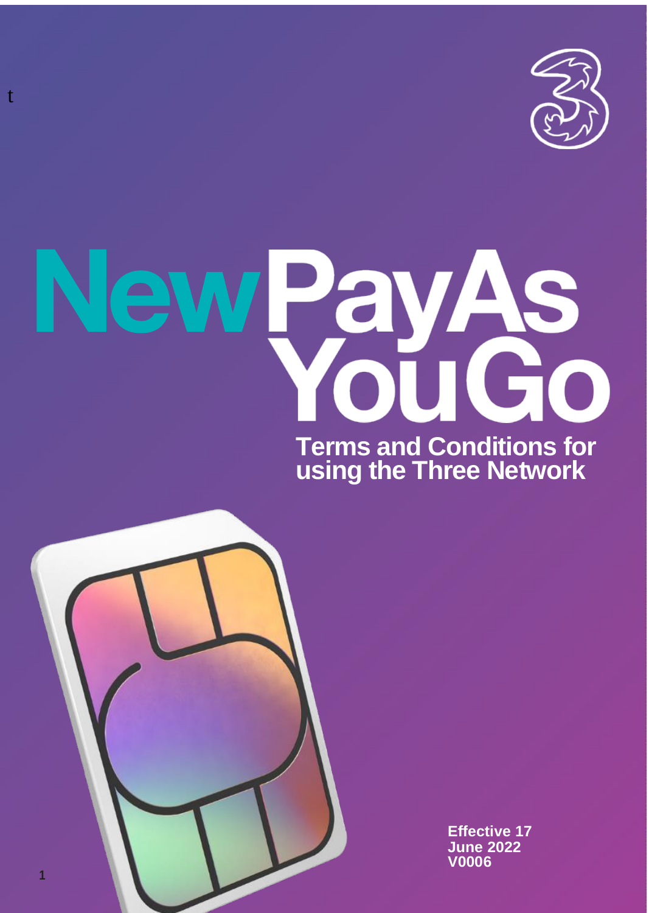t

# New Pay As You Go

## Terms and Conditions for using the Three Network

**Effective 17 June 2022**
**V0006**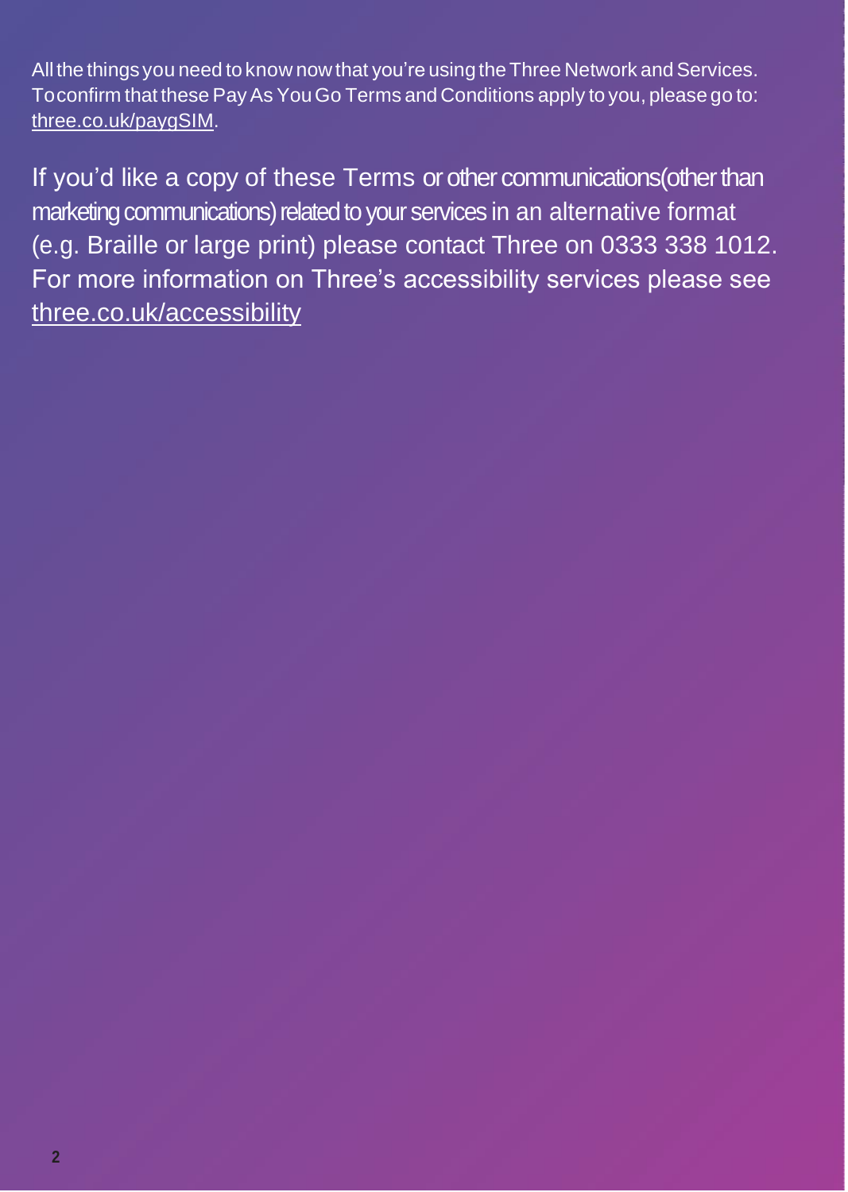All the things you need to know now that you're using the Three Network and Services. To confirm that these Pay As You Go Terms and Conditions apply to you, please go to: three.co.uk/paygSIM.

If you'd like a copy of these Terms or other communications (other than marketing communications) related to your services in an alternative format (e.g. Braille or large print) please contact Three on 0333 338 1012. For more information on Three's accessibility services please see three.co.uk/accessibility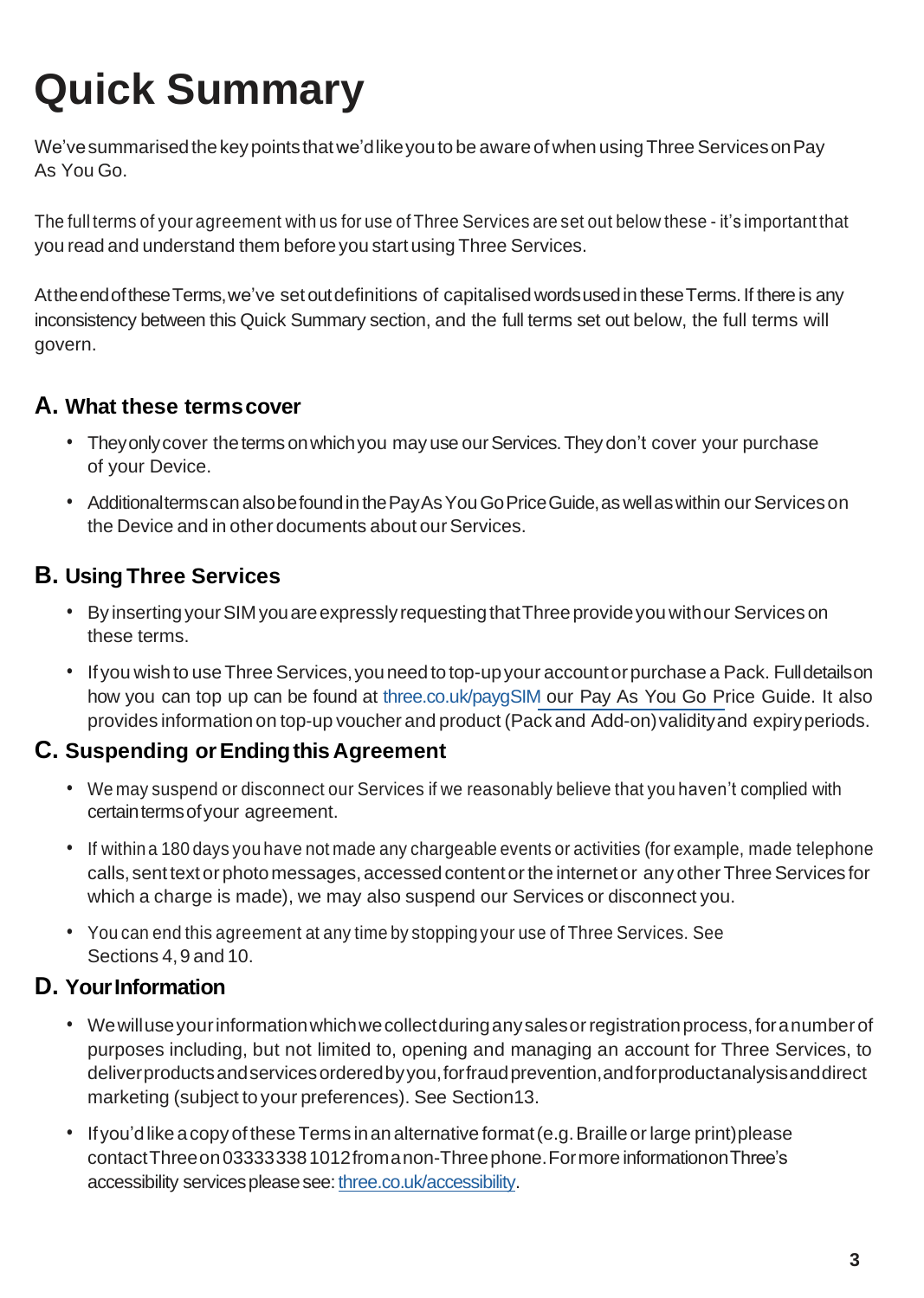# Quick Summary

We've summarised the key points that we'd like you to be aware of when using Three Services on Pay As You Go.

The full terms of your agreement with us for use of Three Services are set out below these - it's important that you read and understand them before you start using Three Services.

At the end of these Terms, we've set out definitions of capitalised words used in these Terms. If there is any inconsistency between this Quick Summary section, and the full terms set out below, the full terms will govern.

## A. What these terms cover

- They only cover the terms on which you may use our Services. They don't cover your purchase of your Device.
- Additional terms can also be found in the Pay As You Go Price Guide, as well as within our Services on the Device and in other documents about our Services.

## B. Using Three Services

- By inserting your SIM you are expressly requesting that Three provide you with our Services on these terms.
- If you wish to use Three Services, you need to top-up your account or purchase a Pack. Full details on how you can top up can be found at three.co.uk/paygSIM our Pay As You Go Price Guide. It also provides information on top-up voucher and product (Pack and Add-on) validity and expiry periods.

## C. Suspending or Ending this Agreement

- We may suspend or disconnect our Services if we reasonably believe that you haven't complied with certain terms of your agreement.
- If within a 180 days you have not made any chargeable events or activities (for example, made telephone calls, sent text or photo messages, accessed content or the internet or any other Three Services for which a charge is made), we may also suspend our Services or disconnect you.
- You can end this agreement at any time by stopping your use of Three Services. See Sections 4, 9 and 10.

## D. Your Information

- We will use your information which we collect during any sales or registration process, for a number of purposes including, but not limited to, opening and managing an account for Three Services, to deliver products and services ordered by you, for fraud prevention, and for product analysis and direct marketing (subject to your preferences). See Section 13.
- If you'd like a copy of these Terms in an alternative format (e.g. Braille or large print) please contact Three on 0333 338 1012 from a non-Three phone. For more information on Three's accessibility services please see: three.co.uk/accessibility.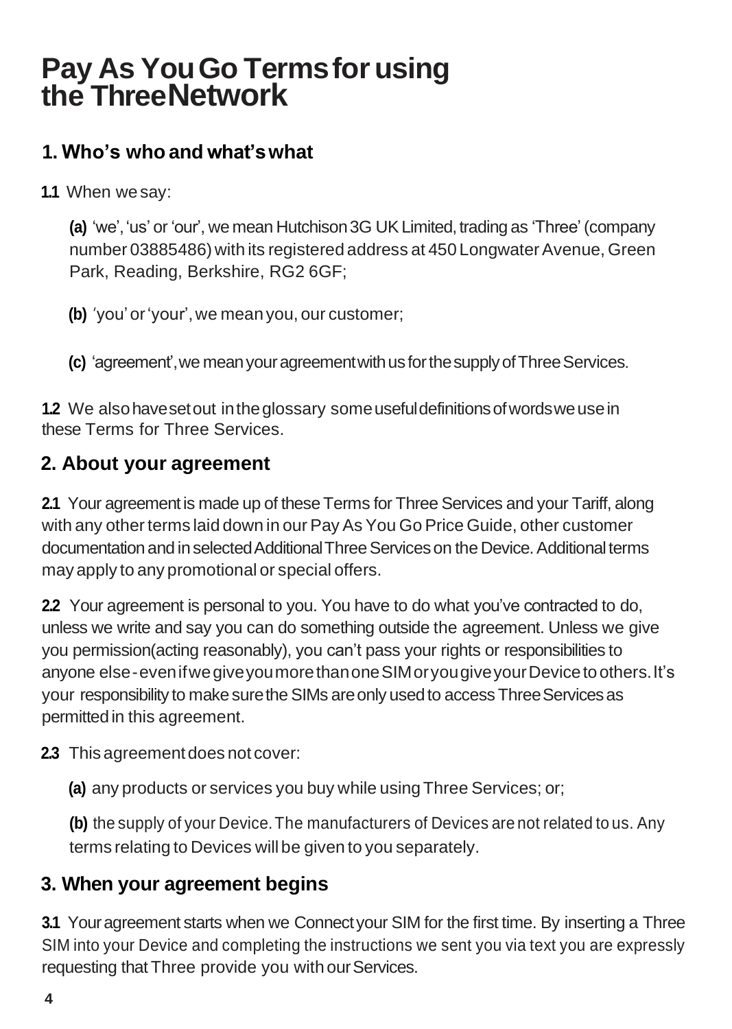# Pay As You Go Terms for using the Three Network

## 1. Who's who and what's what

**1.1** When we say:

**(a)** 'we', 'us' or 'our', we mean Hutchison 3G UK Limited, trading as 'Three' (company number 03885486) with its registered address at 450 Longwater Avenue, Green Park, Reading, Berkshire, RG2 6GF;

**(b)** 'you' or 'your', we mean you, our customer;

**(c)** 'agreement', we mean your agreement with us for the supply of Three Services.

**1.2** We also have set out in the glossary some useful definitions of words we use in these Terms for Three Services.

## 2. About your agreement

**2.1** Your agreement is made up of these Terms for Three Services and your Tariff, along with any other terms laid down in our Pay As You Go Price Guide, other customer documentation and in selected Additional Three Services on the Device. Additional terms may apply to any promotional or special offers.

**2.2** Your agreement is personal to you. You have to do what you've contracted to do, unless we write and say you can do something outside the agreement. Unless we give you permission(acting reasonably), you can't pass your rights or responsibilities to anyone else - even if we give you more than one SIM or you give your Device to others. It's your responsibility to make sure the SIMs are only used to access Three Services as permitted in this agreement.

**2.3** This agreement does not cover:

**(a)** any products or services you buy while using Three Services; or;

**(b)** the supply of your Device. The manufacturers of Devices are not related to us. Any terms relating to Devices will be given to you separately.

## 3. When your agreement begins

**3.1** Your agreement starts when we Connect your SIM for the first time. By inserting a Three SIM into your Device and completing the instructions we sent you via text you are expressly requesting that Three provide you with our Services.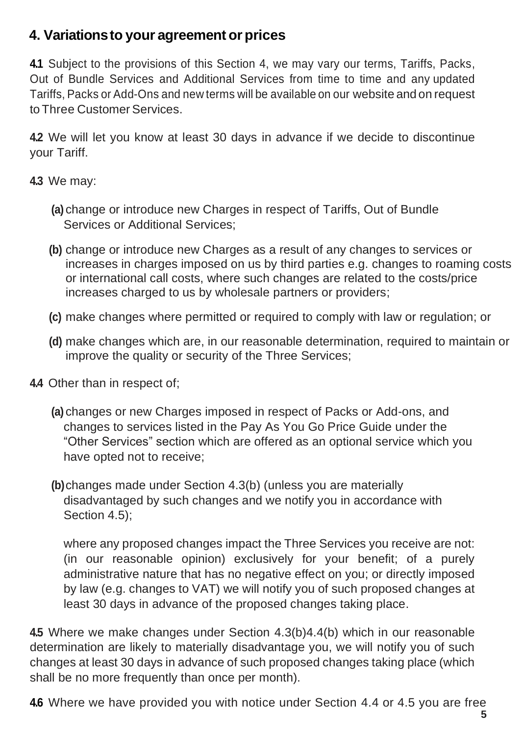## 4. Variations to your agreement or prices

**4.1** Subject to the provisions of this Section 4, we may vary our terms, Tariffs, Packs, Out of Bundle Services and Additional Services from time to time and any updated Tariffs, Packs or Add-Ons and new terms will be available on our website and on request to Three Customer Services.

**4.2** We will let you know at least 30 days in advance if we decide to discontinue your Tariff.

**4.3** We may:

**(a)** change or introduce new Charges in respect of Tariffs, Out of Bundle Services or Additional Services;

**(b)** change or introduce new Charges as a result of any changes to services or increases in charges imposed on us by third parties e.g. changes to roaming costs or international call costs, where such changes are related to the costs/price increases charged to us by wholesale partners or providers;

**(c)** make changes where permitted or required to comply with law or regulation; or

**(d)** make changes which are, in our reasonable determination, required to maintain or improve the quality or security of the Three Services;

**4.4** Other than in respect of;

**(a)** changes or new Charges imposed in respect of Packs or Add-ons, and changes to services listed in the Pay As You Go Price Guide under the "Other Services" section which are offered as an optional service which you have opted not to receive;

**(b)** changes made under Section 4.3(b) (unless you are materially disadvantaged by such changes and we notify you in accordance with Section 4.5);

where any proposed changes impact the Three Services you receive are not: (in our reasonable opinion) exclusively for your benefit; of a purely administrative nature that has no negative effect on you; or directly imposed by law (e.g. changes to VAT) we will notify you of such proposed changes at least 30 days in advance of the proposed changes taking place.

**4.5** Where we make changes under Section 4.3(b)4.4(b) which in our reasonable determination are likely to materially disadvantage you, we will notify you of such changes at least 30 days in advance of such proposed changes taking place (which shall be no more frequently than once per month).

**4.6** Where we have provided you with notice under Section 4.4 or 4.5 you are free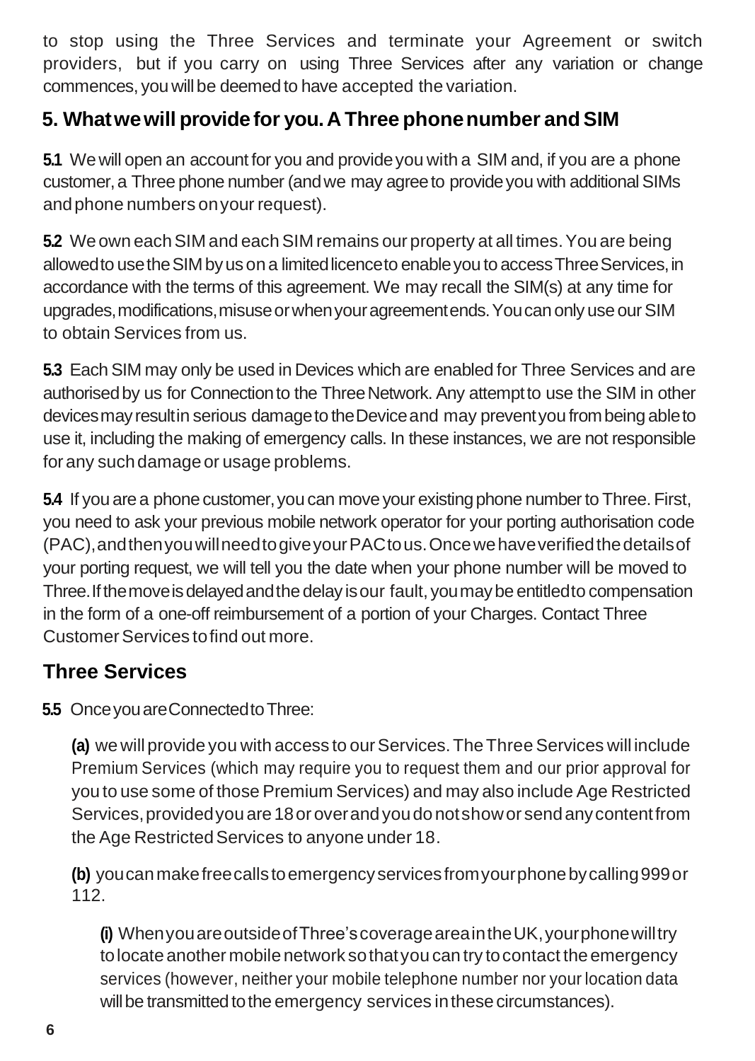to stop using the Three Services and terminate your Agreement or switch providers, but if you carry on using Three Services after any variation or change commences, you will be deemed to have accepted the variation.

## 5. What we will provide for you. A Three phone number and SIM

**5.1** We will open an account for you and provide you with a SIM and, if you are a phone customer, a Three phone number (and we may agree to provide you with additional SIMs and phone numbers on your request).

**5.2** We own each SIM and each SIM remains our property at all times. You are being allowed to use the SIM by us on a limited licence to enable you to access Three Services, in accordance with the terms of this agreement. We may recall the SIM(s) at any time for upgrades, modifications, misuse or when your agreement ends. You can only use our SIM to obtain Services from us.

**5.3** Each SIM may only be used in Devices which are enabled for Three Services and are authorised by us for Connection to the Three Network. Any attempt to use the SIM in other devices may result in serious damage to the Device and may prevent you from being able to use it, including the making of emergency calls. In these instances, we are not responsible for any such damage or usage problems.

**5.4** If you are a phone customer, you can move your existing phone number to Three. First, you need to ask your previous mobile network operator for your porting authorisation code (PAC), and then you will need to give your PAC to us. Once we have verified the details of your porting request, we will tell you the date when your phone number will be moved to Three. If the move is delayed and the delay is our fault, you may be entitled to compensation in the form of a one-off reimbursement of a portion of your Charges. Contact Three Customer Services to find out more.

## Three Services

**5.5** Once you are Connected to Three:

**(a)** we will provide you with access to our Services. The Three Services will include Premium Services (which may require you to request them and our prior approval for you to use some of those Premium Services) and may also include Age Restricted Services, provided you are 18 or over and you do not show or send any content from the Age Restricted Services to anyone under 18.

**(b)** you can make free calls to emergency services from your phone by calling 999 or 112.

**(i)** When you are outside of Three's coverage area in the UK, your phone will try to locate another mobile network so that you can try to contact the emergency services (however, neither your mobile telephone number nor your location data will be transmitted to the emergency services in these circumstances).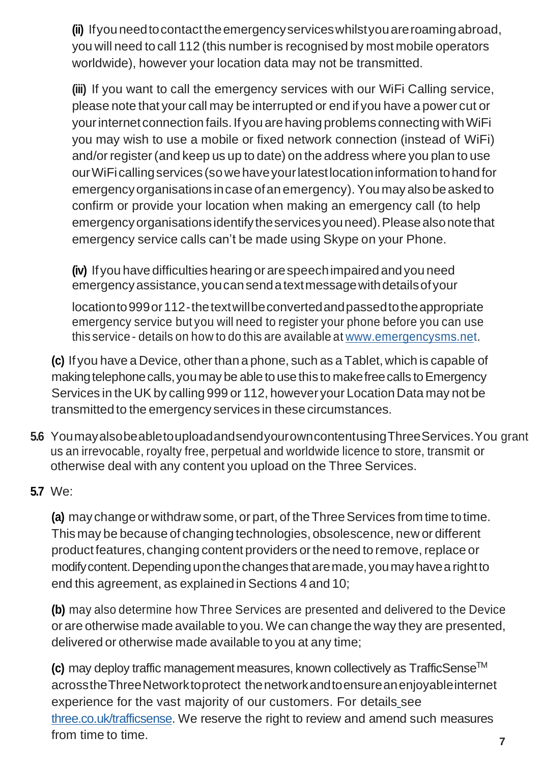**(ii)** If you need to contact the emergency services whilst you are roaming abroad, you will need to call 112 (this number is recognised by most mobile operators worldwide), however your location data may not be transmitted.

**(iii)** If you want to call the emergency services with our WiFi Calling service, please note that your call may be interrupted or end if you have a power cut or your internet connection fails. If you are having problems connecting with WiFi you may wish to use a mobile or fixed network connection (instead of WiFi) and/or register (and keep us up to date) on the address where you plan to use our WiFi calling services (so we have your latest location information to hand for emergency organisations in case of an emergency). You may also be asked to confirm or provide your location when making an emergency call (to help emergency organisations identify the services you need). Please also note that emergency service calls can't be made using Skype on your Phone.

**(iv)** If you have difficulties hearing or are speech impaired and you need emergency assistance, you can send a text message with details of your location to 999 or 112 - the text will be converted and passed to the appropriate emergency service but you will need to register your phone before you can use this service - details on how to do this are available at www.emergencysms.net.

**(c)** If you have a Device, other than a phone, such as a Tablet, which is capable of making telephone calls, you may be able to use this to make free calls to Emergency Services in the UK by calling 999 or 112, however your Location Data may not be transmitted to the emergency services in these circumstances.

**5.6** You may also be able to upload and send your own content using Three Services. You grant us an irrevocable, royalty free, perpetual and worldwide licence to store, transmit or otherwise deal with any content you upload on the Three Services.

**5.7** We:

**(a)** may change or withdraw some, or part, of the Three Services from time to time. This may be because of changing technologies, obsolescence, new or different product features, changing content providers or the need to remove, replace or modify content. Depending upon the changes that are made, you may have a right to end this agreement, as explained in Sections 4 and 10;

**(b)** may also determine how Three Services are presented and delivered to the Device or are otherwise made available to you. We can change the way they are presented, delivered or otherwise made available to you at any time;

**(c)** may deploy traffic management measures, known collectively as TrafficSense™ across the Three Network to protect the network and to ensure an enjoyable internet experience for the vast majority of our customers. For details see three.co.uk/trafficsense. We reserve the right to review and amend such measures from time to time.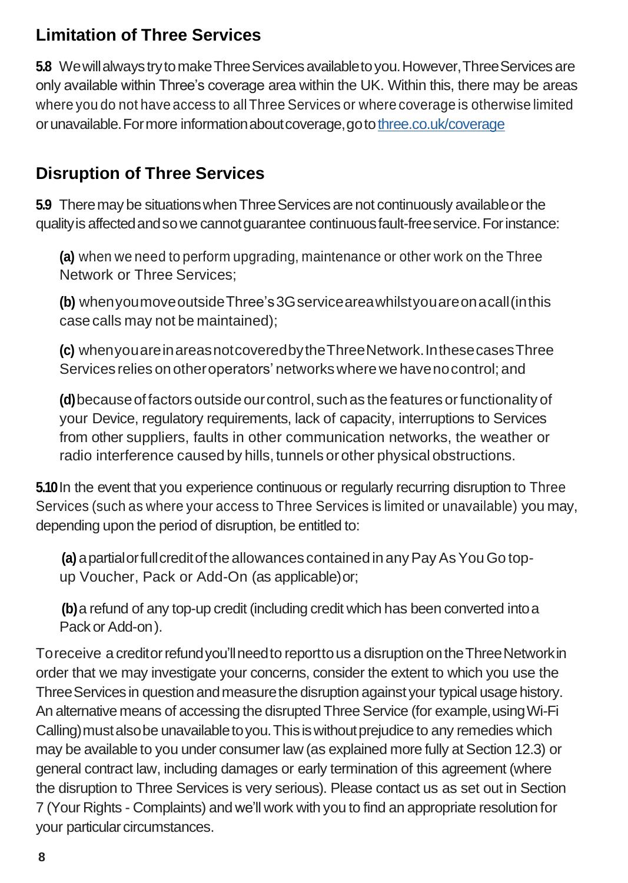## Limitation of Three Services

**5.8** We will always try to make Three Services available to you. However, Three Services are only available within Three's coverage area within the UK. Within this, there may be areas where you do not have access to all Three Services or where coverage is otherwise limited or unavailable. For more information about coverage, go to [three.co.uk/coverage](three.co.uk/coverage)

## Disruption of Three Services

**5.9** There may be situations when Three Services are not continuously available or the quality is affected and so we cannot guarantee continuous fault-free service. For instance:

**(a)** when we need to perform upgrading, maintenance or other work on the Three Network or Three Services;

**(b)** when you move outside Three's 3G service area whilst you are on a call (in this case calls may not be maintained);

**(c)** when you are in areas not covered by the Three Network. In these cases Three Services relies on other operators' networks where we have no control; and

**(d)** because of factors outside our control, such as the features or functionality of your Device, regulatory requirements, lack of capacity, interruptions to Services from other suppliers, faults in other communication networks, the weather or radio interference caused by hills, tunnels or other physical obstructions.

**5.10** In the event that you experience continuous or regularly recurring disruption to Three Services (such as where your access to Three Services is limited or unavailable) you may, depending upon the period of disruption, be entitled to:

**(a)** a partial or full credit of the allowances contained in any Pay As You Go top-up Voucher, Pack or Add-On (as applicable) or;

**(b)** a refund of any top-up credit (including credit which has been converted into a Pack or Add-on).

To receive a credit or refund you'll need to report to us a disruption on the Three Network in order that we may investigate your concerns, consider the extent to which you use the Three Services in question and measure the disruption against your typical usage history. An alternative means of accessing the disrupted Three Service (for example, using Wi-Fi Calling) must also be unavailable to you. This is without prejudice to any remedies which may be available to you under consumer law (as explained more fully at Section 12.3) or general contract law, including damages or early termination of this agreement (where the disruption to Three Services is very serious). Please contact us as set out in Section 7 (Your Rights - Complaints) and we'll work with you to find an appropriate resolution for your particular circumstances.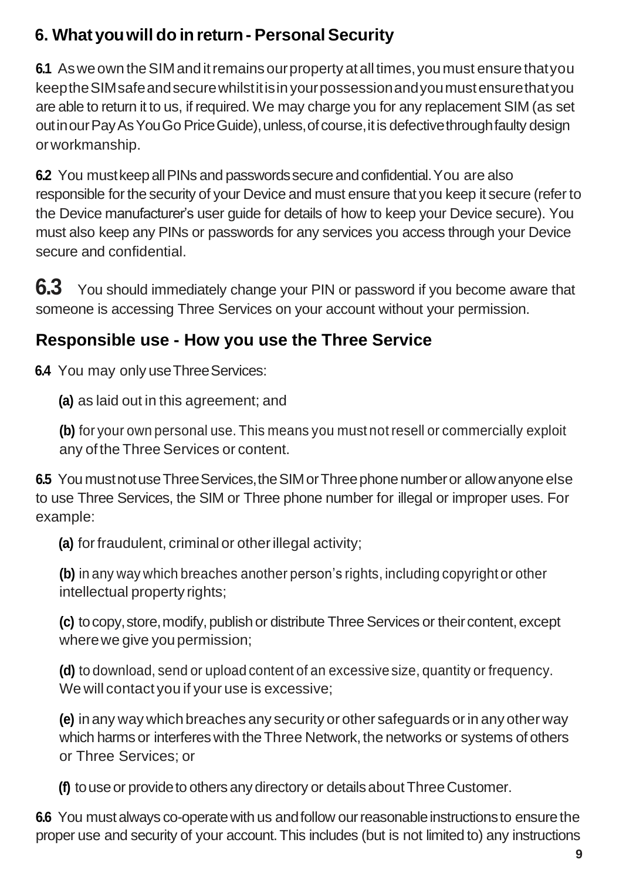## 6. What you will do in return - Personal Security

**6.1** As we own the SIM and it remains our property at all times, you must ensure that you keep the SIM safe and secure whilst it is in your possession and you must ensure that you are able to return it to us, if required. We may charge you for any replacement SIM (as set out in our Pay As You Go Price Guide), unless, of course, it is defective through faulty design or workmanship.

**6.2** You must keep all PINs and passwords secure and confidential. You are also responsible for the security of your Device and must ensure that you keep it secure (refer to the Device manufacturer's user guide for details of how to keep your Device secure). You must also keep any PINs or passwords for any services you access through your Device secure and confidential.

**6.3** You should immediately change your PIN or password if you become aware that someone is accessing Three Services on your account without your permission.

## Responsible use - How you use the Three Service

**6.4** You may only use Three Services:

**(a)** as laid out in this agreement; and

**(b)** for your own personal use. This means you must not resell or commercially exploit any of the Three Services or content.

**6.5** You must not use Three Services, the SIM or Three phone number or allow anyone else to use Three Services, the SIM or Three phone number for illegal or improper uses. For example:

**(a)** for fraudulent, criminal or other illegal activity;

**(b)** in any way which breaches another person's rights, including copyright or other intellectual property rights;

**(c)** to copy, store, modify, publish or distribute Three Services or their content, except where we give you permission;

**(d)** to download, send or upload content of an excessive size, quantity or frequency. We will contact you if your use is excessive;

**(e)** in any way which breaches any security or other safeguards or in any other way which harms or interferes with the Three Network, the networks or systems of others or Three Services; or

**(f)** to use or provide to others any directory or details about Three Customer.

**6.6** You must always co-operate with us and follow our reasonable instructions to ensure the proper use and security of your account. This includes (but is not limited to) any instructions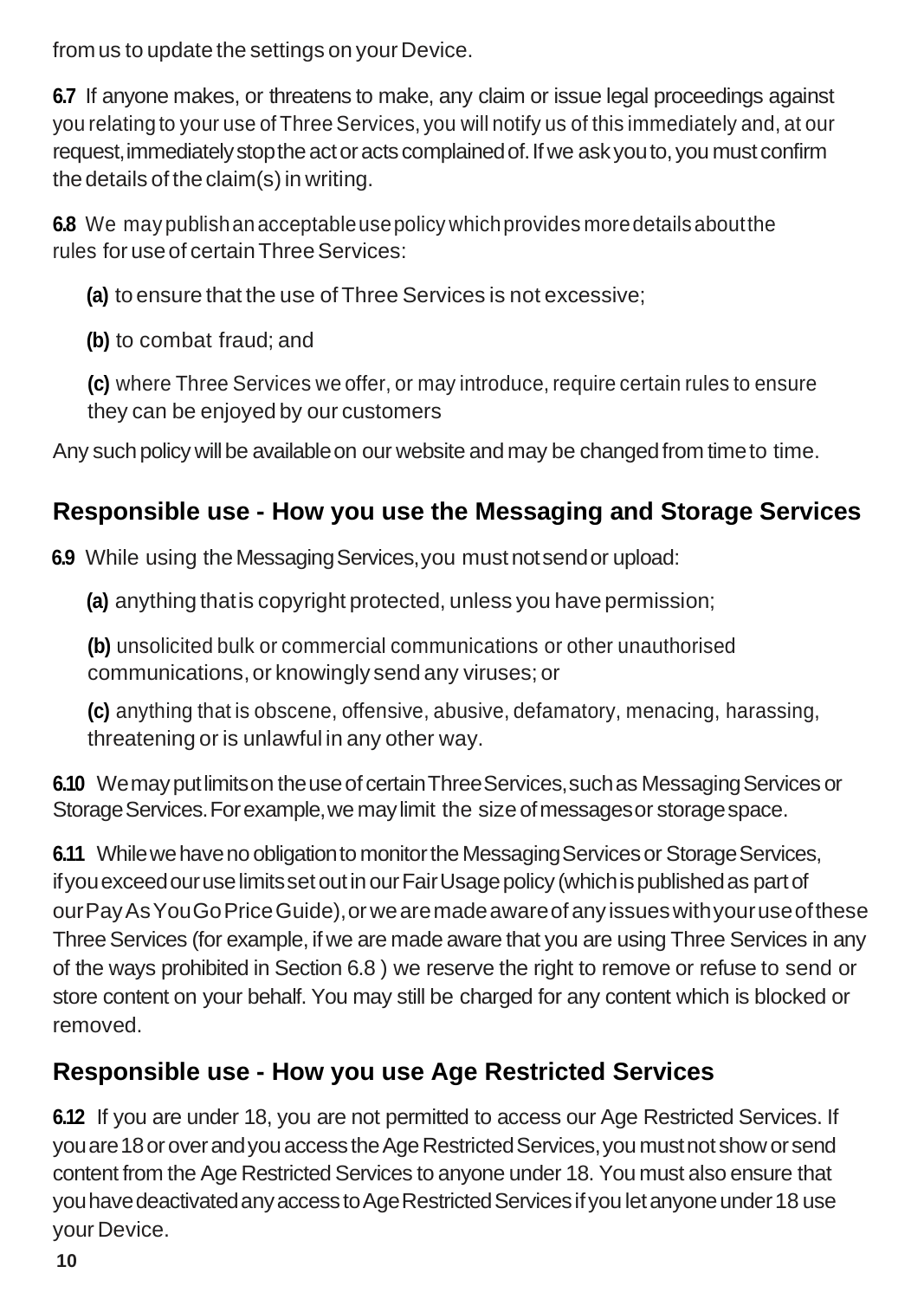from us to update the settings on your Device.

**6.7** If anyone makes, or threatens to make, any claim or issue legal proceedings against you relating to your use of Three Services, you will notify us of this immediately and, at our request, immediately stop the act or acts complained of. If we ask you to, you must confirm the details of the claim(s) in writing.

**6.8** We may publish an acceptable use policy which provides more details about the rules for use of certain Three Services:

**(a)** to ensure that the use of Three Services is not excessive;

**(b)** to combat fraud; and

**(c)** where Three Services we offer, or may introduce, require certain rules to ensure they can be enjoyed by our customers

Any such policy will be available on our website and may be changed from time to time.

## Responsible use - How you use the Messaging and Storage Services

**6.9** While using the Messaging Services, you must not send or upload:

**(a)** anything that is copyright protected, unless you have permission;

**(b)** unsolicited bulk or commercial communications or other unauthorised communications, or knowingly send any viruses; or

**(c)** anything that is obscene, offensive, abusive, defamatory, menacing, harassing, threatening or is unlawful in any other way.

**6.10** We may put limits on the use of certain Three Services, such as Messaging Services or Storage Services. For example, we may limit the size of messages or storage space.

**6.11** While we have no obligation to monitor the Messaging Services or Storage Services, if you exceed our use limits set out in our Fair Usage policy (which is published as part of our Pay As You Go Price Guide), or we are made aware of any issues with your use of these Three Services (for example, if we are made aware that you are using Three Services in any of the ways prohibited in Section 6.8 ) we reserve the right to remove or refuse to send or store content on your behalf. You may still be charged for any content which is blocked or removed.

## Responsible use - How you use Age Restricted Services

**6.12** If you are under 18, you are not permitted to access our Age Restricted Services. If you are 18 or over and you access the Age Restricted Services, you must not show or send content from the Age Restricted Services to anyone under 18. You must also ensure that you have deactivated any access to Age Restricted Services if you let anyone under 18 use your Device.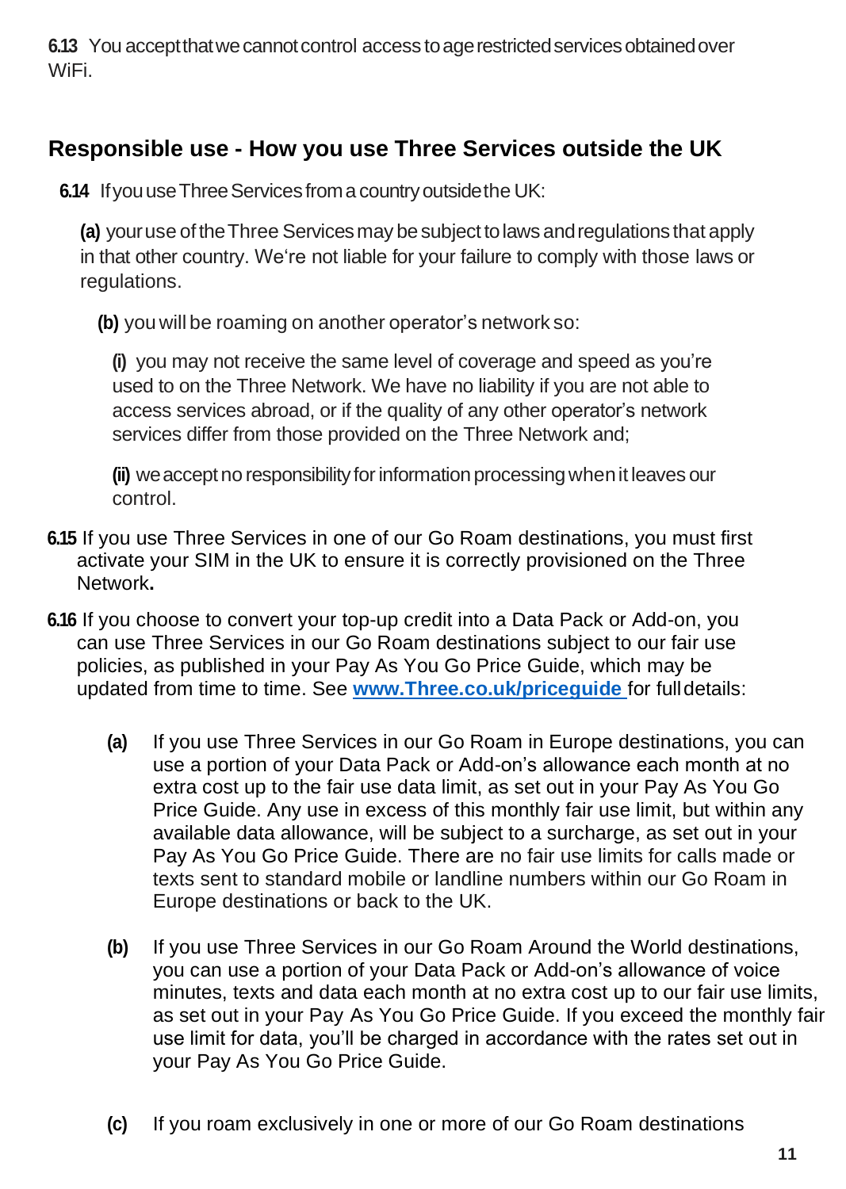**6.13** You accept that we cannot control access to age restricted services obtained over WiFi.

## Responsible use - How you use Three Services outside the UK

**6.14** If you use Three Services from a country outside the UK:

**(a)** your use of the Three Services may be subject to laws and regulations that apply in that other country. We're not liable for your failure to comply with those laws or regulations.

**(b)** you will be roaming on another operator's network so:

**(i)** you may not receive the same level of coverage and speed as you're used to on the Three Network. We have no liability if you are not able to access services abroad, or if the quality of any other operator's network services differ from those provided on the Three Network and;

**(ii)** we accept no responsibility for information processing when it leaves our control.

**6.15** If you use Three Services in one of our Go Roam destinations, you must first activate your SIM in the UK to ensure it is correctly provisioned on the Three Network**.**

**6.16** If you choose to convert your top-up credit into a Data Pack or Add-on, you can use Three Services in our Go Roam destinations subject to our fair use policies, as published in your Pay As You Go Price Guide, which may be updated from time to time. See **www.Three.co.uk/priceguide** for full details:

**(a)** If you use Three Services in our Go Roam in Europe destinations, you can use a portion of your Data Pack or Add-on's allowance each month at no extra cost up to the fair use data limit, as set out in your Pay As You Go Price Guide. Any use in excess of this monthly fair use limit, but within any available data allowance, will be subject to a surcharge, as set out in your Pay As You Go Price Guide. There are no fair use limits for calls made or texts sent to standard mobile or landline numbers within our Go Roam in Europe destinations or back to the UK.

**(b)** If you use Three Services in our Go Roam Around the World destinations, you can use a portion of your Data Pack or Add-on's allowance of voice minutes, texts and data each month at no extra cost up to our fair use limits, as set out in your Pay As You Go Price Guide. If you exceed the monthly fair use limit for data, you'll be charged in accordance with the rates set out in your Pay As You Go Price Guide.

**(c)** If you roam exclusively in one or more of our Go Roam destinations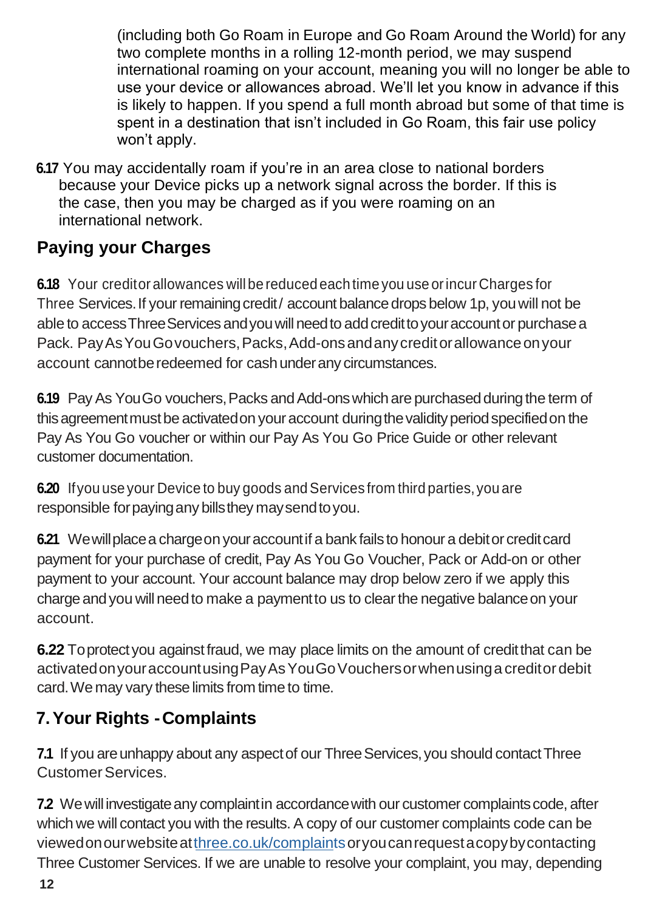(including both Go Roam in Europe and Go Roam Around the World) for any two complete months in a rolling 12-month period, we may suspend international roaming on your account, meaning you will no longer be able to use your device or allowances abroad. We'll let you know in advance if this is likely to happen. If you spend a full month abroad but some of that time is spent in a destination that isn't included in Go Roam, this fair use policy won't apply.

**6.17** You may accidentally roam if you're in an area close to national borders because your Device picks up a network signal across the border. If this is the case, then you may be charged as if you were roaming on an international network.

## Paying your Charges

**6.18** Your credit or allowances will be reduced each time you use or incur Charges for Three Services. If your remaining credit / account balance drops below 1p, you will not be able to access Three Services and you will need to add credit to your account or purchase a Pack. Pay As You Go vouchers, Packs, Add-ons and any credit or allowance on your account cannot be redeemed for cash under any circumstances.

**6.19** Pay As You Go vouchers, Packs and Add-ons which are purchased during the term of this agreement must be activated on your account during the validity period specified on the Pay As You Go voucher or within our Pay As You Go Price Guide or other relevant customer documentation.

**6.20** If you use your Device to buy goods and Services from third parties, you are responsible for paying any bills they may send to you.

**6.21** We will place a charge on your account if a bank fails to honour a debit or credit card payment for your purchase of credit, Pay As You Go Voucher, Pack or Add-on or other payment to your account. Your account balance may drop below zero if we apply this charge and you will need to make a payment to us to clear the negative balance on your account.

**6.22** To protect you against fraud, we may place limits on the amount of credit that can be activated on your account using Pay As You Go Vouchers or when using a credit or debit card. We may vary these limits from time to time.

## 7. Your Rights - Complaints

**7.1** If you are unhappy about any aspect of our Three Services, you should contact Three Customer Services.

**7.2** We will investigate any complaint in accordance with our customer complaints code, after which we will contact you with the results. A copy of our customer complaints code can be viewed on our website at three.co.uk/complaints or you can request a copy by contacting Three Customer Services. If we are unable to resolve your complaint, you may, depending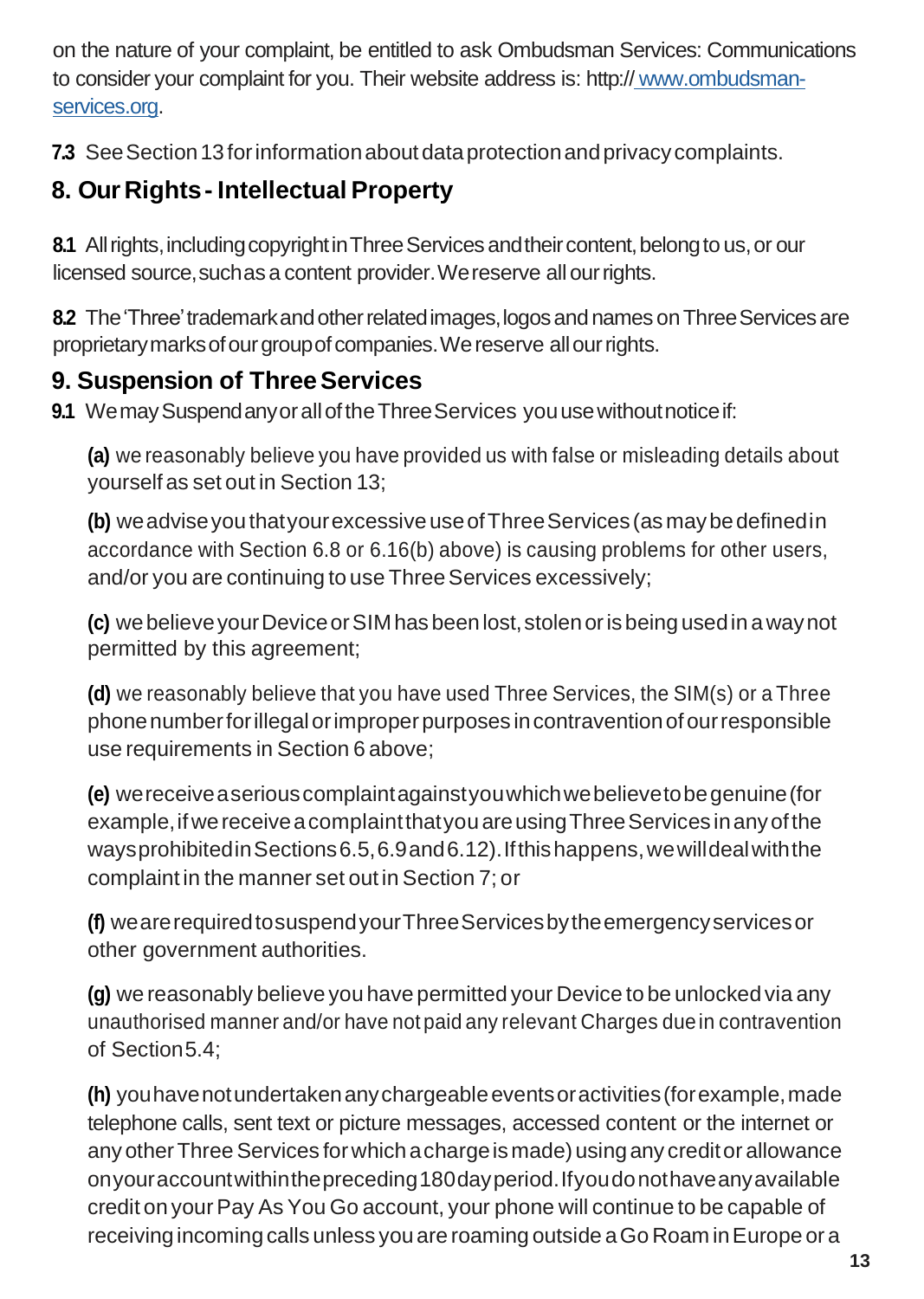on the nature of your complaint, be entitled to ask Ombudsman Services: Communications to consider your complaint for you. Their website address is: http:// www.ombudsman-services.org.

**7.3** See Section 13 for information about data protection and privacy complaints.

## 8. Our Rights - Intellectual Property

**8.1** All rights, including copyright in Three Services and their content, belong to us, or our licensed source, such as a content provider. We reserve all our rights.

**8.2** The 'Three' trademark and other related images, logos and names on Three Services are proprietary marks of our group of companies. We reserve all our rights.

## 9. Suspension of Three Services

**9.1** We may Suspend any or all of the Three Services you use without notice if:

**(a)** we reasonably believe you have provided us with false or misleading details about yourself as set out in Section 13;

**(b)** we advise you that your excessive use of Three Services (as may be defined in accordance with Section 6.8 or 6.16(b) above) is causing problems for other users, and/or you are continuing to use Three Services excessively;

**(c)** we believe your Device or SIM has been lost, stolen or is being used in a way not permitted by this agreement;

**(d)** we reasonably believe that you have used Three Services, the SIM(s) or a Three phone number for illegal or improper purposes in contravention of our responsible use requirements in Section 6 above;

**(e)** we receive a serious complaint against you which we believe to be genuine (for example, if we receive a complaint that you are using Three Services in any of the ways prohibited in Sections 6.5, 6.9 and 6.12). If this happens, we will deal with the complaint in the manner set out in Section 7; or

**(f)** we are required to suspend your Three Services by the emergency services or other government authorities.

**(g)** we reasonably believe you have permitted your Device to be unlocked via any unauthorised manner and/or have not paid any relevant Charges due in contravention of Section 5.4;

**(h)** you have not undertaken any chargeable events or activities (for example, made telephone calls, sent text or picture messages, accessed content or the internet or any other Three Services for which a charge is made) using any credit or allowance on your account within the preceding 180 day period. If you do not have any available credit on your Pay As You Go account, your phone will continue to be capable of receiving incoming calls unless you are roaming outside a Go Roam in Europe or a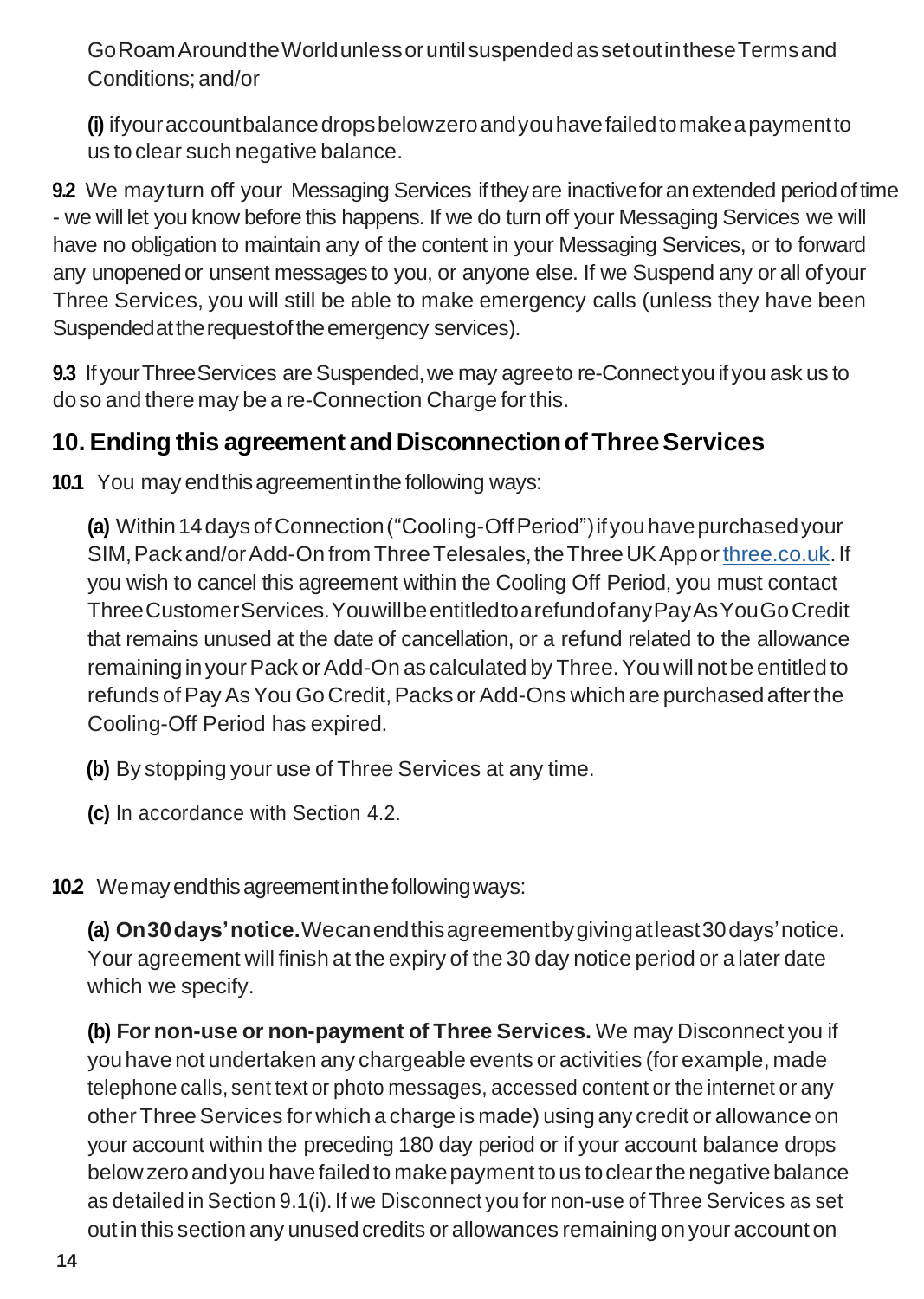Go Roam Around the World unless or until suspended as set out in these Terms and Conditions; and/or

**(i)** if your account balance drops below zero and you have failed to make a payment to us to clear such negative balance.

**9.2** We may turn off your Messaging Services if they are inactive for an extended period of time - we will let you know before this happens. If we do turn off your Messaging Services we will have no obligation to maintain any of the content in your Messaging Services, or to forward any unopened or unsent messages to you, or anyone else. If we Suspend any or all of your Three Services, you will still be able to make emergency calls (unless they have been Suspended at the request of the emergency services).

**9.3** If your Three Services are Suspended, we may agree to re-Connect you if you ask us to do so and there may be a re-Connection Charge for this.

## 10. Ending this agreement and Disconnection of Three Services

**10.1** You may end this agreement in the following ways:

**(a)** Within 14 days of Connection ("Cooling-Off Period") if you have purchased your SIM, Pack and/or Add-On from Three Telesales, the Three UK App or three.co.uk. If you wish to cancel this agreement within the Cooling Off Period, you must contact Three Customer Services. You will be entitled to a refund of any Pay As You Go Credit that remains unused at the date of cancellation, or a refund related to the allowance remaining in your Pack or Add-On as calculated by Three. You will not be entitled to refunds of Pay As You Go Credit, Packs or Add-Ons which are purchased after the Cooling-Off Period has expired.

**(b)** By stopping your use of Three Services at any time.

**(c)** In accordance with Section 4.2.

**10.2** We may end this agreement in the following ways:

**(a) On 30 days' notice.** We can end this agreement by giving at least 30 days' notice. Your agreement will finish at the expiry of the 30 day notice period or a later date which we specify.

**(b) For non-use or non-payment of Three Services.** We may Disconnect you if you have not undertaken any chargeable events or activities (for example, made telephone calls, sent text or photo messages, accessed content or the internet or any other Three Services for which a charge is made) using any credit or allowance on your account within the preceding 180 day period or if your account balance drops below zero and you have failed to make payment to us to clear the negative balance as detailed in Section 9.1(i). If we Disconnect you for non-use of Three Services as set out in this section any unused credits or allowances remaining on your account on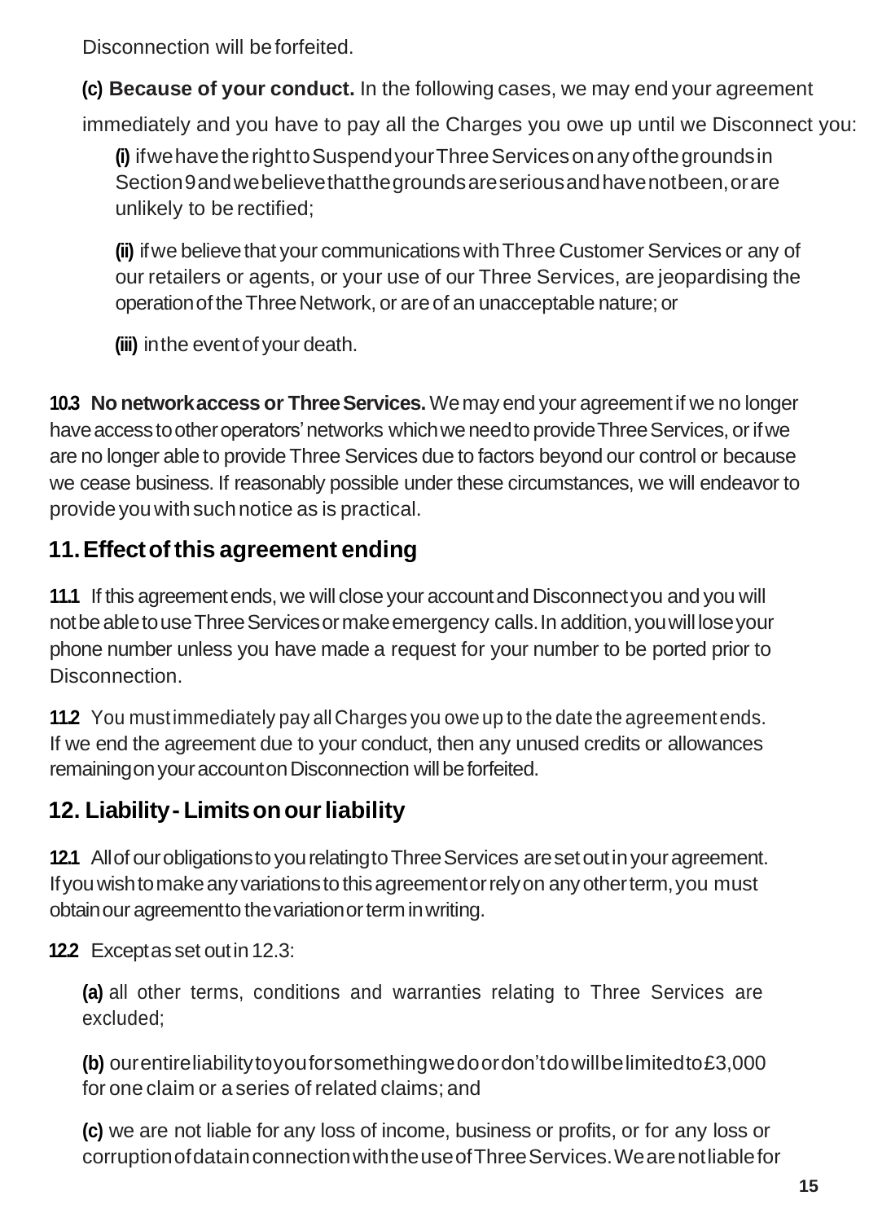Disconnection will be forfeited.

**(c) Because of your conduct.** In the following cases, we may end your agreement immediately and you have to pay all the Charges you owe up until we Disconnect you:

**(i)** if we have the right to Suspend your Three Services on any of the grounds in Section 9 and we believe that the grounds are serious and have not been, or are unlikely to be rectified;

**(ii)** if we believe that your communications with Three Customer Services or any of our retailers or agents, or your use of our Three Services, are jeopardising the operation of the Three Network, or are of an unacceptable nature; or

**(iii)** in the event of your death.

**10.3 No network access or Three Services.** We may end your agreement if we no longer have access to other operators' networks which we need to provide Three Services, or if we are no longer able to provide Three Services due to factors beyond our control or because we cease business. If reasonably possible under these circumstances, we will endeavor to provide you with such notice as is practical.

## 11. Effect of this agreement ending

**11.1** If this agreement ends, we will close your account and Disconnect you and you will not be able to use Three Services or make emergency calls. In addition, you will lose your phone number unless you have made a request for your number to be ported prior to Disconnection.

**11.2** You must immediately pay all Charges you owe up to the date the agreement ends. If we end the agreement due to your conduct, then any unused credits or allowances remaining on your account on Disconnection will be forfeited.

## 12. Liability - Limits on our liability

**12.1** All of our obligations to you relating to Three Services are set out in your agreement. If you wish to make any variations to this agreement or rely on any other term, you must obtain our agreement to the variation or term in writing.

**12.2** Except as set out in 12.3:

**(a)** all other terms, conditions and warranties relating to Three Services are excluded;

**(b)** our entire liability to you for something we do or don't do will be limited to £3,000 for one claim or a series of related claims; and

**(c)** we are not liable for any loss of income, business or profits, or for any loss or corruption of data in connection with the use of Three Services. We are not liable for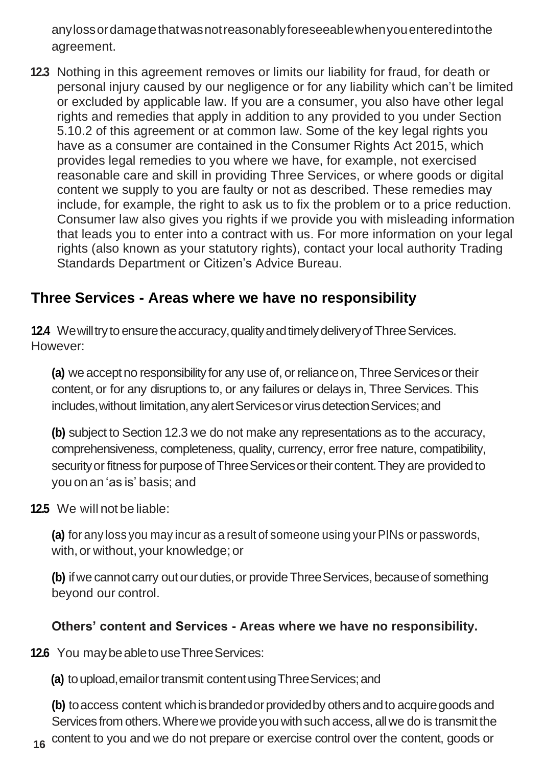any loss or damage that was not reasonably foreseeable when you entered into the agreement.

**12.3** Nothing in this agreement removes or limits our liability for fraud, for death or personal injury caused by our negligence or for any liability which can't be limited or excluded by applicable law. If you are a consumer, you also have other legal rights and remedies that apply in addition to any provided to you under Section 5.10.2 of this agreement or at common law. Some of the key legal rights you have as a consumer are contained in the Consumer Rights Act 2015, which provides legal remedies to you where we have, for example, not exercised reasonable care and skill in providing Three Services, or where goods or digital content we supply to you are faulty or not as described. These remedies may include, for example, the right to ask us to fix the problem or to a price reduction. Consumer law also gives you rights if we provide you with misleading information that leads you to enter into a contract with us. For more information on your legal rights (also known as your statutory rights), contact your local authority Trading Standards Department or Citizen's Advice Bureau.

## Three Services - Areas where we have no responsibility

**12.4** We will try to ensure the accuracy, quality and timely delivery of Three Services. However:

**(a)** we accept no responsibility for any use of, or reliance on, Three Services or their content, or for any disruptions to, or any failures or delays in, Three Services. This includes, without limitation, any alert Services or virus detection Services; and

**(b)** subject to Section 12.3 we do not make any representations as to the accuracy, comprehensiveness, completeness, quality, currency, error free nature, compatibility, security or fitness for purpose of Three Services or their content. They are provided to you on an 'as is' basis; and

**12.5** We will not be liable:

**(a)** for any loss you may incur as a result of someone using your PINs or passwords, with, or without, your knowledge; or

**(b)** if we cannot carry out our duties, or provide Three Services, because of something beyond our control.

### Others' content and Services - Areas where we have no responsibility.

**12.6** You may be able to use Three Services:

**(a)** to upload, email or transmit content using Three Services; and

**(b)** to access content which is branded or provided by others and to acquire goods and Services from others. Where we provide you with such access, all we do is transmit the content to you and we do not prepare or exercise control over the content, goods or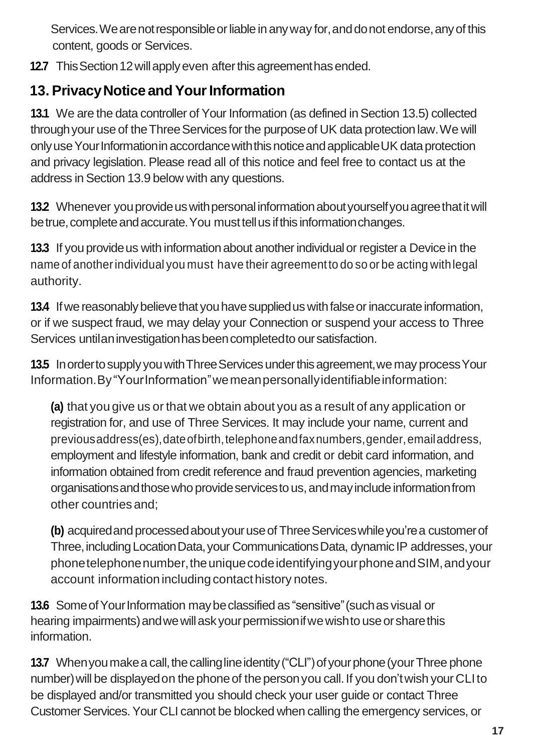Services. We are not responsible or liable in any way for, and do not endorse, any of this content, goods or Services.

**12.7** This Section 12 will apply even after this agreement has ended.

## 13. Privacy Notice and Your Information

**13.1** We are the data controller of Your Information (as defined in Section 13.5) collected through your use of the Three Services for the purpose of UK data protection law. We will only use Your Information in accordance with this notice and applicable UK data protection and privacy legislation. Please read all of this notice and feel free to contact us at the address in Section 13.9 below with any questions.

**13.2** Whenever you provide us with personal information about yourself you agree that it will be true, complete and accurate. You must tell us if this information changes.

**13.3** If you provide us with information about another individual or register a Device in the name of another individual you must have their agreement to do so or be acting with legal authority.

**13.4** If we reasonably believe that you have supplied us with false or inaccurate information, or if we suspect fraud, we may delay your Connection or suspend your access to Three Services until an investigation has been completed to our satisfaction.

**13.5** In order to supply you with Three Services under this agreement, we may process Your Information. By "Your Information" we mean personally identifiable information:

**(a)** that you give us or that we obtain about you as a result of any application or registration for, and use of Three Services. It may include your name, current and previous address(es), date of birth, telephone and fax numbers, gender, email address, employment and lifestyle information, bank and credit or debit card information, and information obtained from credit reference and fraud prevention agencies, marketing organisations and those who provide services to us, and may include information from other countries and;

**(b)** acquired and processed about your use of Three Services while you're a customer of Three, including Location Data, your Communications Data, dynamic IP addresses, your phone telephone number, the unique code identifying your phone and SIM, and your account information including contact history notes.

**13.6** Some of Your Information may be classified as "sensitive" (such as visual or hearing impairments) and we will ask your permission if we wish to use or share this information.

**13.7** When you make a call, the calling line identity ("CLI") of your phone (your Three phone number) will be displayed on the phone of the person you call. If you don't wish your CLI to be displayed and/or transmitted you should check your user guide or contact Three Customer Services. Your CLI cannot be blocked when calling the emergency services, or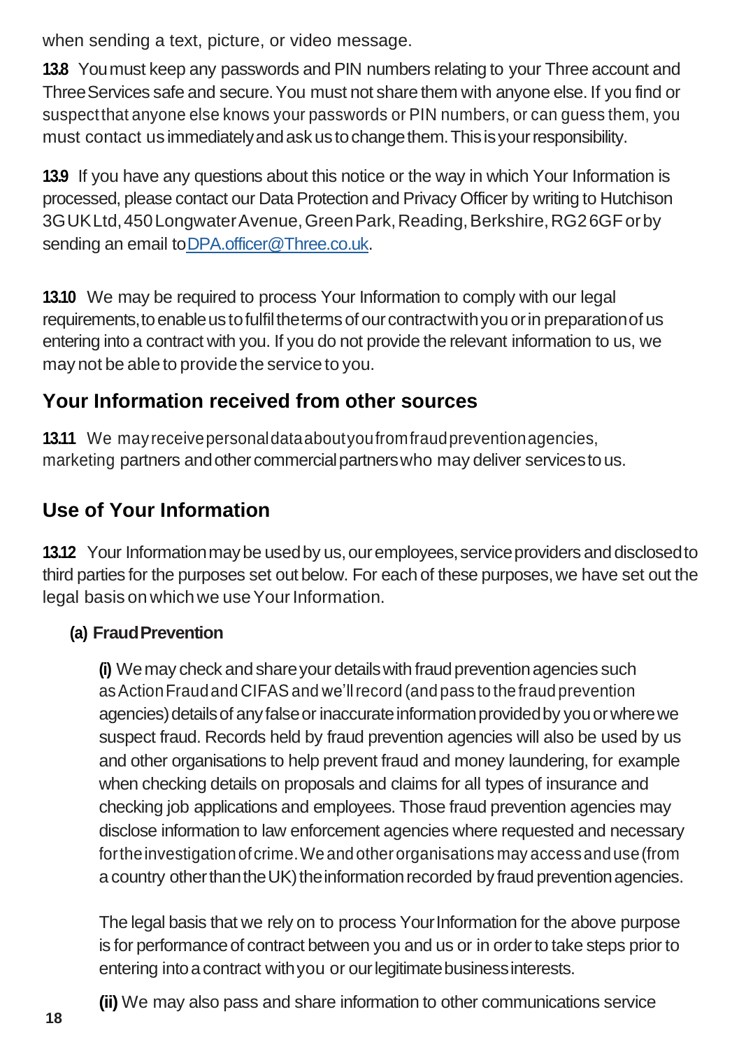when sending a text, picture, or video message.

**13.8** You must keep any passwords and PIN numbers relating to your Three account and Three Services safe and secure. You must not share them with anyone else. If you find or suspect that anyone else knows your passwords or PIN numbers, or can guess them, you must contact us immediately and ask us to change them. This is your responsibility.

**13.9** If you have any questions about this notice or the way in which Your Information is processed, please contact our Data Protection and Privacy Officer by writing to Hutchison 3G UK Ltd, 450 Longwater Avenue, Green Park, Reading, Berkshire, RG2 6GF or by sending an email to [DPA.officer@Three.co.uk](mailto:DPA.officer@Three.co.uk).

**13.10** We may be required to process Your Information to comply with our legal requirements, to enable us to fulfil the terms of our contract with you or in preparation of us entering into a contract with you. If you do not provide the relevant information to us, we may not be able to provide the service to you.

## Your Information received from other sources

**13.11** We may receive personal data about you from fraud prevention agencies, marketing partners and other commercial partners who may deliver services to us.

## Use of Your Information

**13.12** Your Information may be used by us, our employees, service providers and disclosed to third parties for the purposes set out below. For each of these purposes, we have set out the legal basis on which we use Your Information.

**(a) Fraud Prevention**

**(i)** We may check and share your details with fraud prevention agencies such as Action Fraud and CIFAS and we'll record (and pass to the fraud prevention agencies) details of any false or inaccurate information provided by you or where we suspect fraud. Records held by fraud prevention agencies will also be used by us and other organisations to help prevent fraud and money laundering, for example when checking details on proposals and claims for all types of insurance and checking job applications and employees. Those fraud prevention agencies may disclose information to law enforcement agencies where requested and necessary for the investigation of crime. We and other organisations may access and use (from a country other than the UK) the information recorded by fraud prevention agencies.

The legal basis that we rely on to process Your Information for the above purpose is for performance of contract between you and us or in order to take steps prior to entering into a contract with you or our legitimate business interests.

**(ii)** We may also pass and share information to other communications service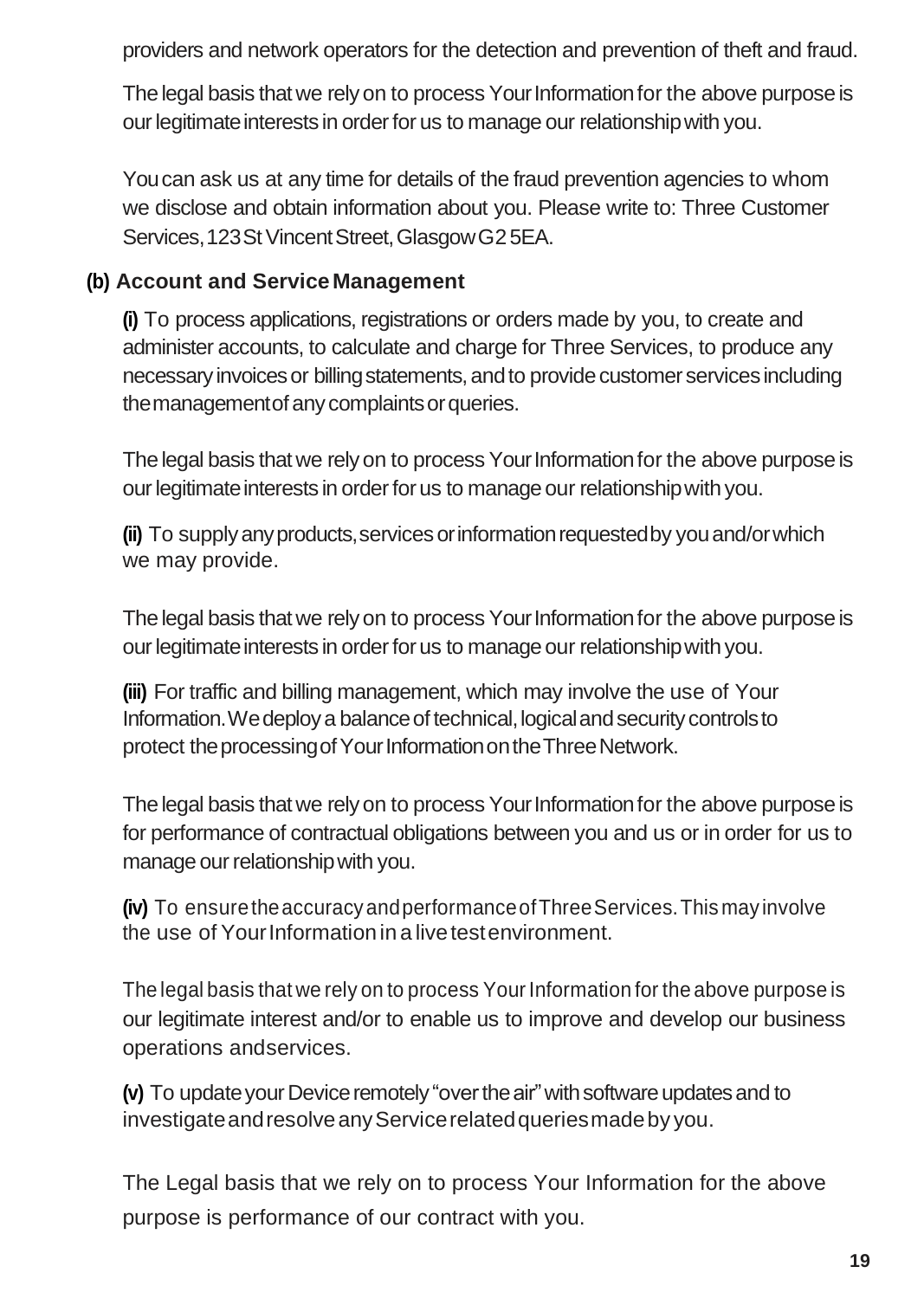providers and network operators for the detection and prevention of theft and fraud.

The legal basis that we rely on to process Your Information for the above purpose is our legitimate interests in order for us to manage our relationship with you.

You can ask us at any time for details of the fraud prevention agencies to whom we disclose and obtain information about you. Please write to: Three Customer Services, 123 St Vincent Street, Glasgow G2 5EA.

**(b) Account and Service Management**

**(i)** To process applications, registrations or orders made by you, to create and administer accounts, to calculate and charge for Three Services, to produce any necessary invoices or billing statements, and to provide customer services including the management of any complaints or queries.

The legal basis that we rely on to process Your Information for the above purpose is our legitimate interests in order for us to manage our relationship with you.

**(ii)** To supply any products, services or information requested by you and/or which we may provide.

The legal basis that we rely on to process Your Information for the above purpose is our legitimate interests in order for us to manage our relationship with you.

**(iii)** For traffic and billing management, which may involve the use of Your Information. We deploy a balance of technical, logical and security controls to protect the processing of Your Information on the Three Network.

The legal basis that we rely on to process Your Information for the above purpose is for performance of contractual obligations between you and us or in order for us to manage our relationship with you.

**(iv)** To ensure the accuracy and performance of Three Services. This may involve the use of Your Information in a live test environment.

The legal basis that we rely on to process Your Information for the above purpose is our legitimate interest and/or to enable us to improve and develop our business operations and services.

**(v)** To update your Device remotely "over the air" with software updates and to investigate and resolve any Service related queries made by you.

The Legal basis that we rely on to process Your Information for the above purpose is performance of our contract with you.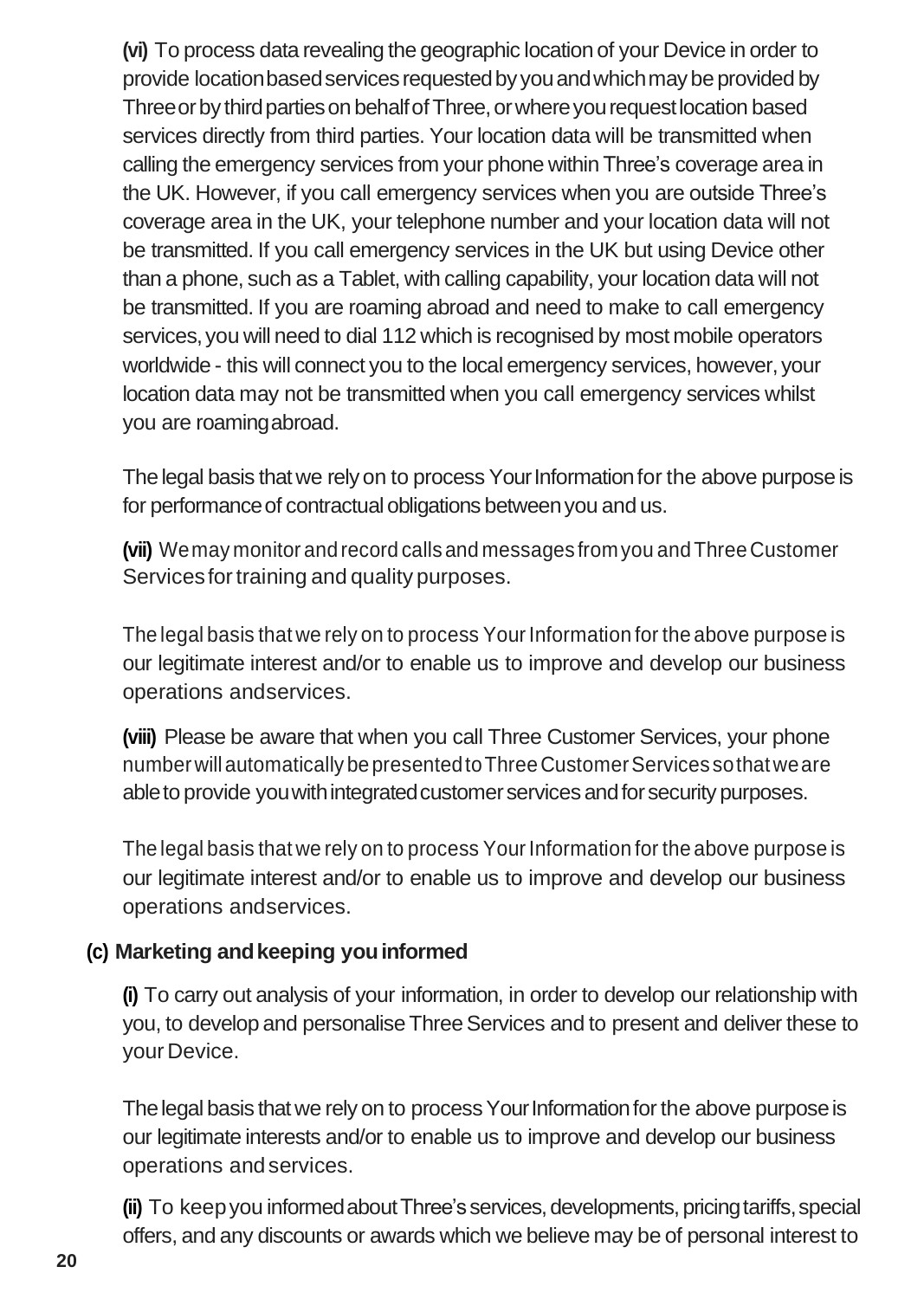**(vi)** To process data revealing the geographic location of your Device in order to provide location based services requested by you and which may be provided by Three or by third parties on behalf of Three, or where you request location based services directly from third parties. Your location data will be transmitted when calling the emergency services from your phone within Three's coverage area in the UK. However, if you call emergency services when you are outside Three's coverage area in the UK, your telephone number and your location data will not be transmitted. If you call emergency services in the UK but using Device other than a phone, such as a Tablet, with calling capability, your location data will not be transmitted. If you are roaming abroad and need to make to call emergency services, you will need to dial 112 which is recognised by most mobile operators worldwide - this will connect you to the local emergency services, however, your location data may not be transmitted when you call emergency services whilst you are roaming abroad.

The legal basis that we rely on to process Your Information for the above purpose is for performance of contractual obligations between you and us.

**(vii)** We may monitor and record calls and messages from you and Three Customer Services for training and quality purposes.

The legal basis that we rely on to process Your Information for the above purpose is our legitimate interest and/or to enable us to improve and develop our business operations and services.

**(viii)** Please be aware that when you call Three Customer Services, your phone number will automatically be presented to Three Customer Services so that we are able to provide you with integrated customer services and for security purposes.

The legal basis that we rely on to process Your Information for the above purpose is our legitimate interest and/or to enable us to improve and develop our business operations and services.

**(c) Marketing and keeping you informed**

**(i)** To carry out analysis of your information, in order to develop our relationship with you, to develop and personalise Three Services and to present and deliver these to your Device.

The legal basis that we rely on to process Your Information for the above purpose is our legitimate interests and/or to enable us to improve and develop our business operations and services.

**(ii)** To keep you informed about Three's services, developments, pricing tariffs, special offers, and any discounts or awards which we believe may be of personal interest to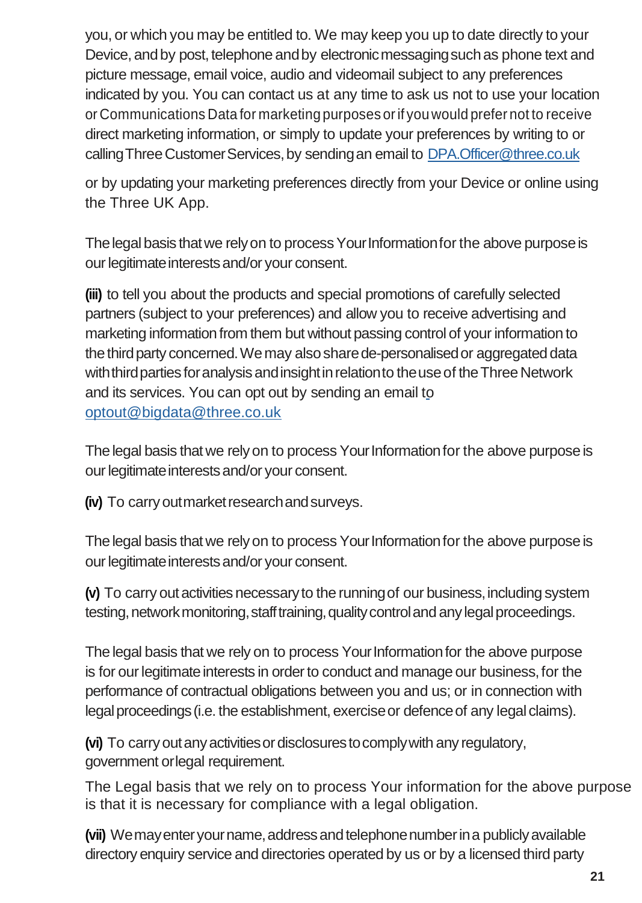you, or which you may be entitled to. We may keep you up to date directly to your Device, and by post, telephone and by electronic messaging such as phone text and picture message, email voice, audio and videomail subject to any preferences indicated by you. You can contact us at any time to ask us not to use your location or Communications Data for marketing purposes or if you would prefer not to receive direct marketing information, or simply to update your preferences by writing to or calling Three Customer Services, by sending an email to DPA.Officer@three.co.uk

or by updating your marketing preferences directly from your Device or online using the Three UK App.

The legal basis that we rely on to process Your Information for the above purpose is our legitimate interests and/or your consent.

**(iii)** to tell you about the products and special promotions of carefully selected partners (subject to your preferences) and allow you to receive advertising and marketing information from them but without passing control of your information to the third party concerned. We may also share de-personalised or aggregated data with third parties for analysis and insight in relation to the use of the Three Network and its services. You can opt out by sending an email to optout@bigdata@three.co.uk

The legal basis that we rely on to process Your Information for the above purpose is our legitimate interests and/or your consent.

**(iv)** To carry out market research and surveys.

The legal basis that we rely on to process Your Information for the above purpose is our legitimate interests and/or your consent.

**(v)** To carry out activities necessary to the running of our business, including system testing, network monitoring, staff training, quality control and any legal proceedings.

The legal basis that we rely on to process Your Information for the above purpose is for our legitimate interests in order to conduct and manage our business, for the performance of contractual obligations between you and us; or in connection with legal proceedings (i.e. the establishment, exercise or defence of any legal claims).

**(vi)** To carry out any activities or disclosures to comply with any regulatory, government or legal requirement.

The Legal basis that we rely on to process Your information for the above purpose is that it is necessary for compliance with a legal obligation.

**(vii)** We may enter your name, address and telephone number in a publicly available directory enquiry service and directories operated by us or by a licensed third party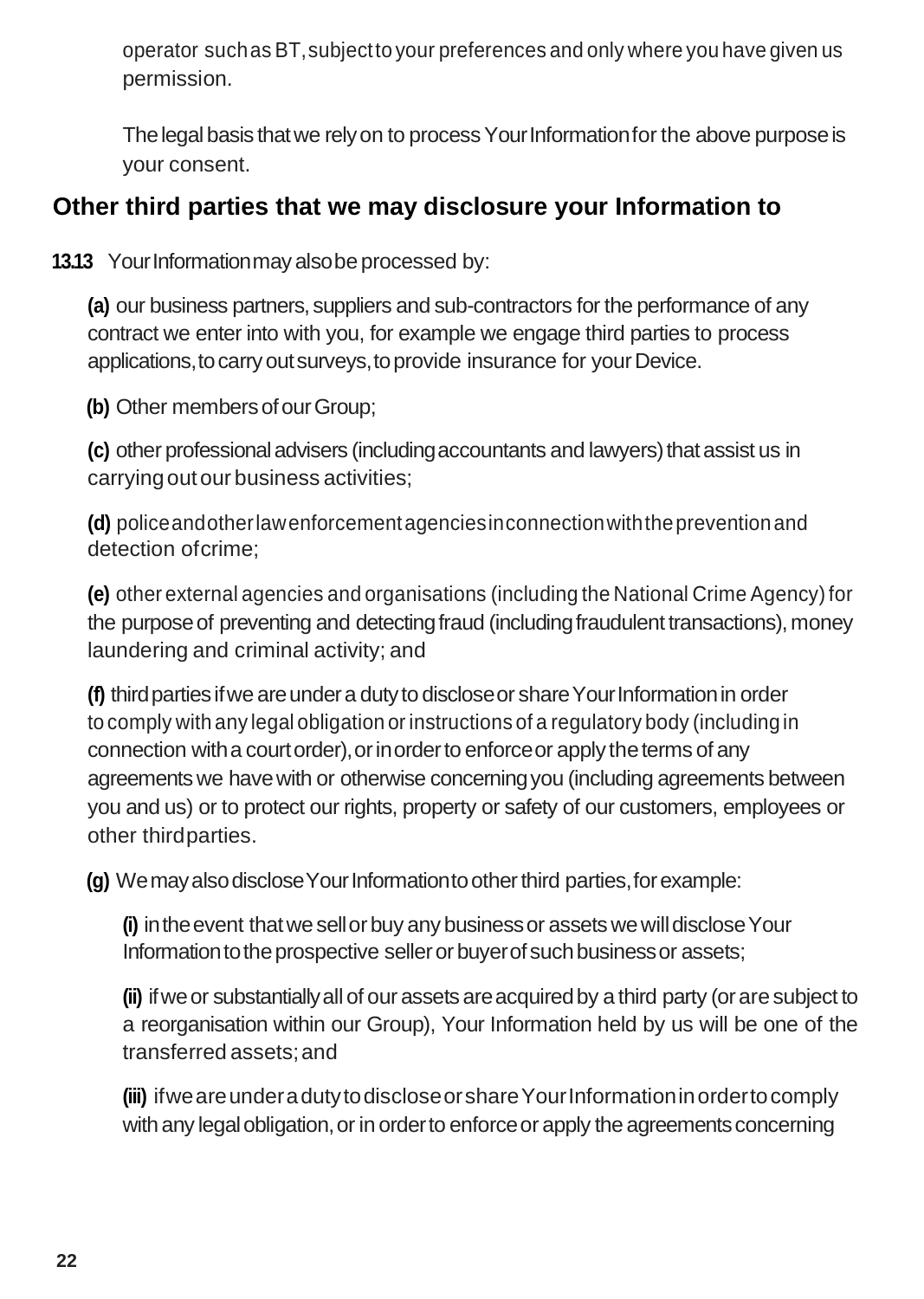operator such as BT, subject to your preferences and only where you have given us permission.

The legal basis that we rely on to process Your Information for the above purpose is your consent.

## Other third parties that we may disclosure your Information to

**13.13** Your Information may also be processed by:

**(a)** our business partners, suppliers and sub-contractors for the performance of any contract we enter into with you, for example we engage third parties to process applications, to carry out surveys, to provide insurance for your Device.

**(b)** Other members of our Group;

**(c)** other professional advisers (including accountants and lawyers) that assist us in carrying out our business activities;

**(d)** police and other law enforcement agencies in connection with the prevention and detection of crime;

**(e)** other external agencies and organisations (including the National Crime Agency) for the purpose of preventing and detecting fraud (including fraudulent transactions), money laundering and criminal activity; and

**(f)** third parties if we are under a duty to disclose or share Your Information in order to comply with any legal obligation or instructions of a regulatory body (including in connection with a court order), or in order to enforce or apply the terms of any agreements we have with or otherwise concerning you (including agreements between you and us) or to protect our rights, property or safety of our customers, employees or other third parties.

**(g)** We may also disclose Your Information to other third parties, for example:

**(i)** in the event that we sell or buy any business or assets we will disclose Your Information to the prospective seller or buyer of such business or assets;

**(ii)** if we or substantially all of our assets are acquired by a third party (or are subject to a reorganisation within our Group), Your Information held by us will be one of the transferred assets; and

**(iii)** if we are under a duty to disclose or share Your Information in order to comply with any legal obligation, or in order to enforce or apply the agreements concerning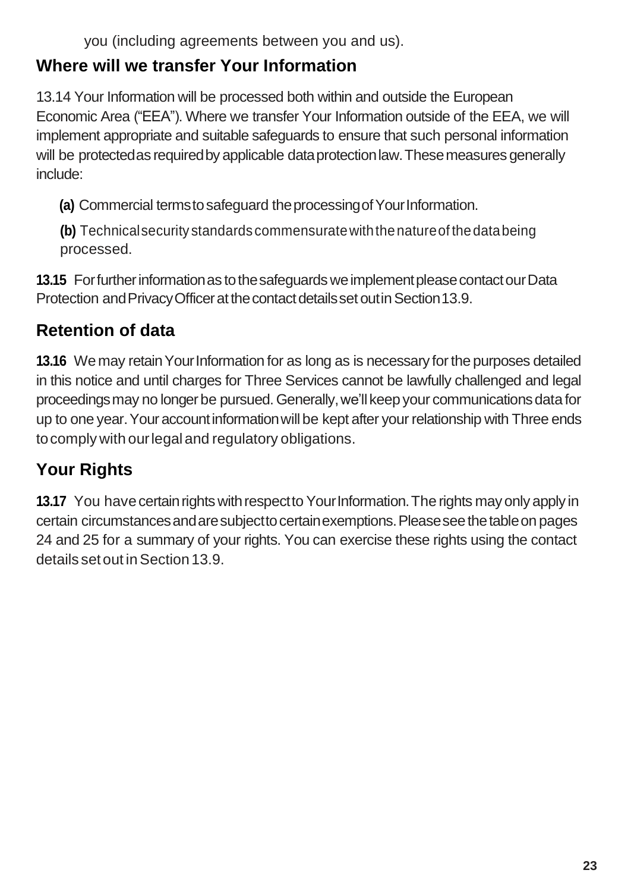you (including agreements between you and us).

## Where will we transfer Your Information

13.14 Your Information will be processed both within and outside the European Economic Area ("EEA"). Where we transfer Your Information outside of the EEA, we will implement appropriate and suitable safeguards to ensure that such personal information will be protected as required by applicable data protection law. These measures generally include:

**(a)** Commercial terms to safeguard the processing of Your Information.

**(b)** Technical security standards commensurate with the nature of the data being processed.

**13.15** For further information as to the safeguards we implement please contact our Data Protection and Privacy Officer at the contact details set out in Section 13.9.

## Retention of data

**13.16** We may retain Your Information for as long as is necessary for the purposes detailed in this notice and until charges for Three Services cannot be lawfully challenged and legal proceedings may no longer be pursued. Generally, we'll keep your communications data for up to one year. Your account information will be kept after your relationship with Three ends to comply with our legal and regulatory obligations.

## Your Rights

**13.17** You have certain rights with respect to Your Information. The rights may only apply in certain circumstances and are subject to certain exemptions. Please see the table on pages 24 and 25 for a summary of your rights. You can exercise these rights using the contact details set out in Section 13.9.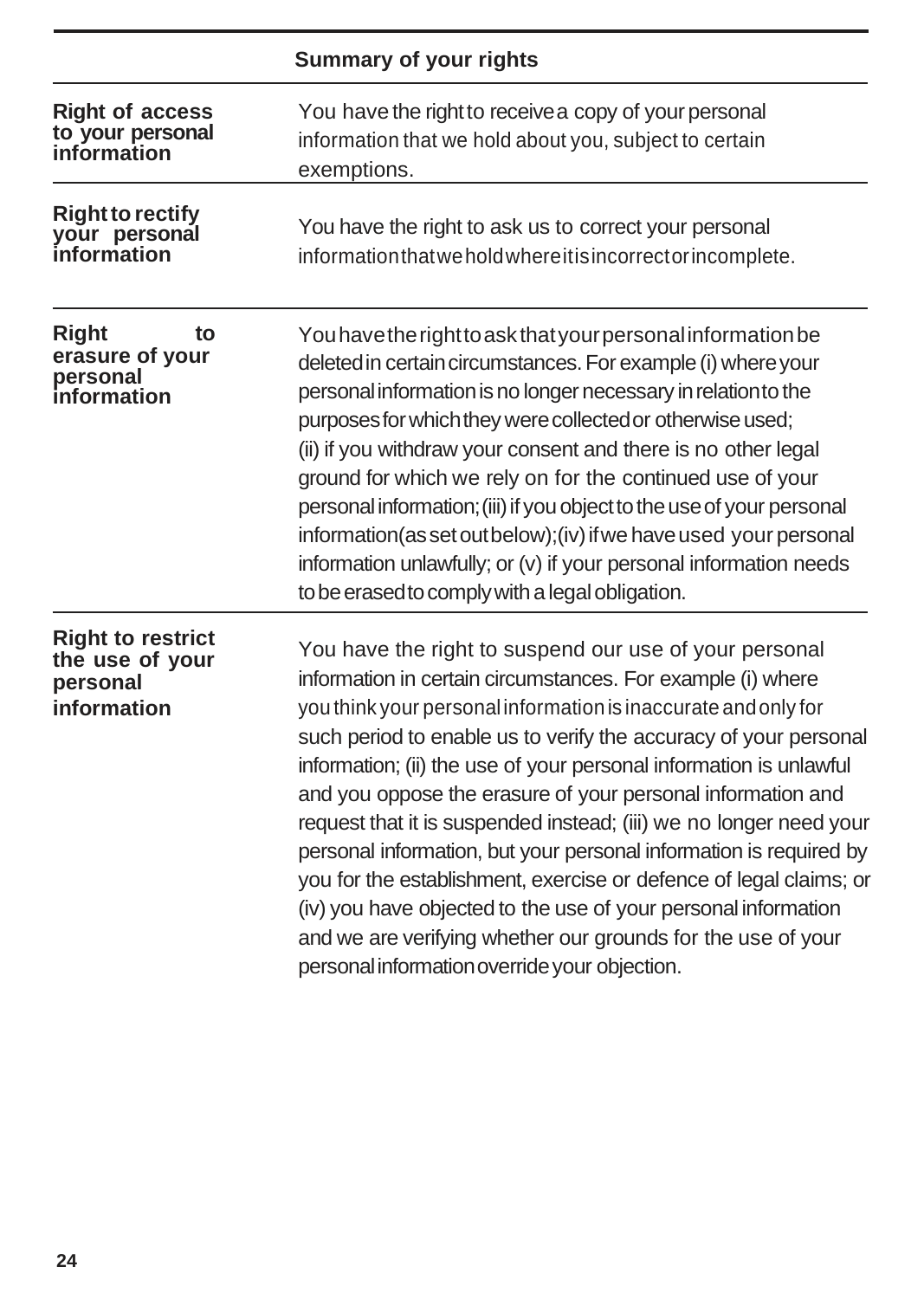| | Summary of your rights |
| --- | --- |
| **Right of access to your personal information** | You have the right to receive a copy of your personal information that we hold about you, subject to certain exemptions. |
| **Right to rectify your personal information** | You have the right to ask us to correct your personal information that we hold where it is incorrect or incomplete. |
| **Right to erasure of your personal information** | You have the right to ask that your personal information be deleted in certain circumstances. For example (i) where your personal information is no longer necessary in relation to the purposes for which they were collected or otherwise used; (ii) if you withdraw your consent and there is no other legal ground for which we rely on for the continued use of your personal information; (iii) if you object to the use of your personal information (as set out below); (iv) if we have used your personal information unlawfully; or (v) if your personal information needs to be erased to comply with a legal obligation. |
| **Right to restrict the use of your personal information** | You have the right to suspend our use of your personal information in certain circumstances. For example (i) where you think your personal information is inaccurate and only for such period to enable us to verify the accuracy of your personal information; (ii) the use of your personal information is unlawful and you oppose the erasure of your personal information and request that it is suspended instead; (iii) we no longer need your personal information, but your personal information is required by you for the establishment, exercise or defence of legal claims; or (iv) you have objected to the use of your personal information and we are verifying whether our grounds for the use of your personal information override your objection. |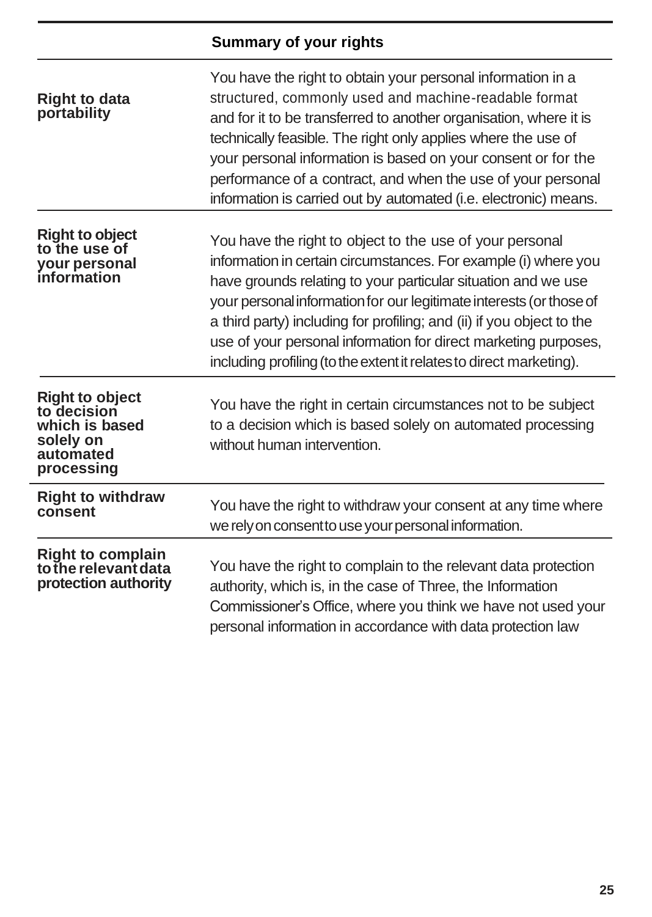| | Summary of your rights |
|---|---|
| **Right to data portability** | You have the right to obtain your personal information in a structured, commonly used and machine-readable format and for it to be transferred to another organisation, where it is technically feasible. The right only applies where the use of your personal information is based on your consent or for the performance of a contract, and when the use of your personal information is carried out by automated (i.e. electronic) means. |
| **Right to object to the use of your personal information** | You have the right to object to the use of your personal information in certain circumstances. For example (i) where you have grounds relating to your particular situation and we use your personal information for our legitimate interests (or those of a third party) including for profiling; and (ii) if you object to the use of your personal information for direct marketing purposes, including profiling (to the extent it relates to direct marketing). |
| **Right to object to decision which is based solely on automated processing** | You have the right in certain circumstances not to be subject to a decision which is based solely on automated processing without human intervention. |
| **Right to withdraw consent** | You have the right to withdraw your consent at any time where we rely on consent to use your personal information. |
| **Right to complain to the relevant data protection authority** | You have the right to complain to the relevant data protection authority, which is, in the case of Three, the Information Commissioner's Office, where you think we have not used your personal information in accordance with data protection law |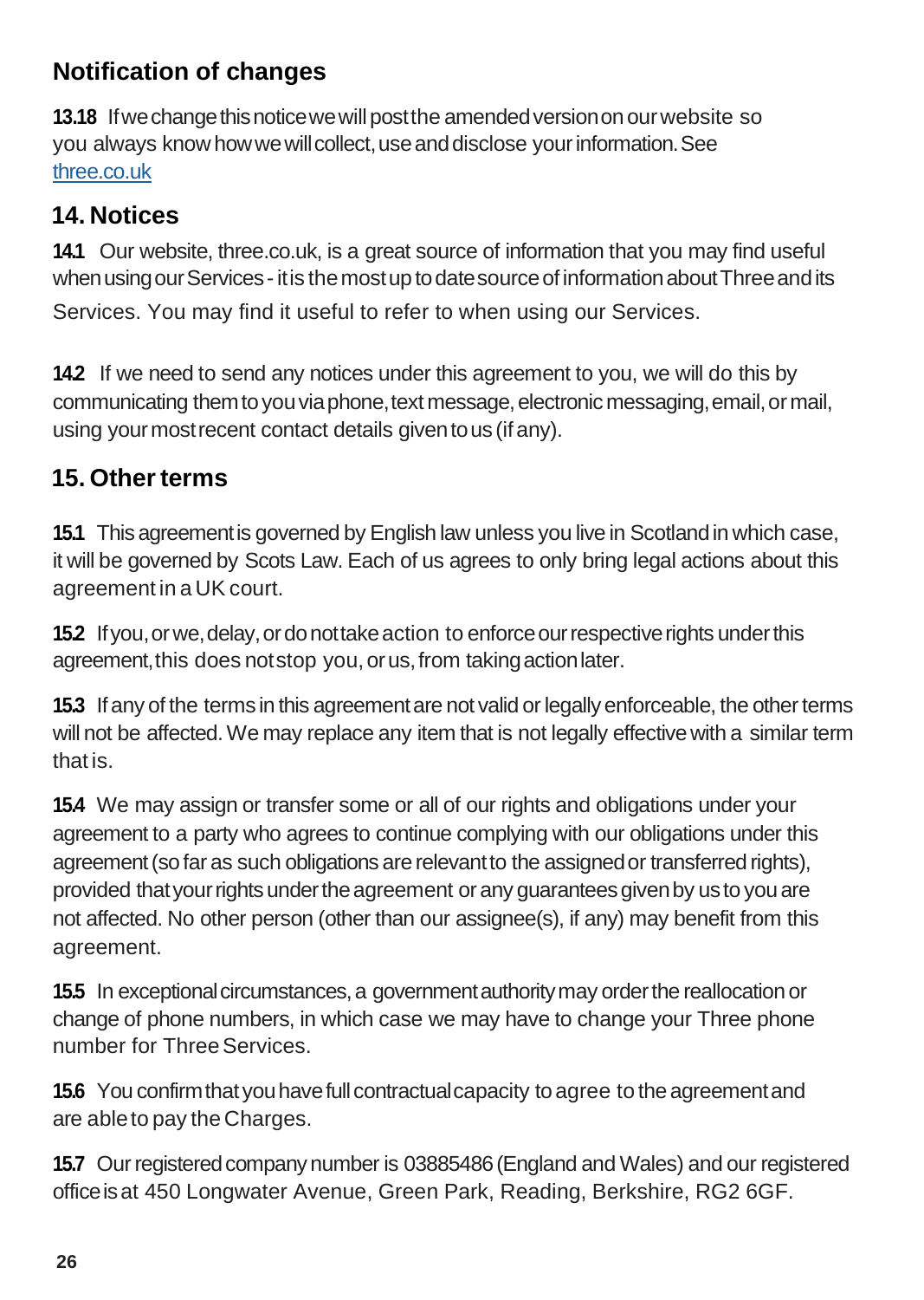### Notification of changes

**13.18** If we change this notice we will post the amended version on our website so you always know how we will collect, use and disclose your information. See [three.co.uk](three.co.uk)

## 14. Notices

**14.1** Our website, three.co.uk, is a great source of information that you may find useful when using our Services - it is the most up to date source of information about Three and its Services. You may find it useful to refer to when using our Services.

**14.2** If we need to send any notices under this agreement to you, we will do this by communicating them to you via phone, text message, electronic messaging, email, or mail, using your most recent contact details given to us (if any).

## 15. Other terms

**15.1** This agreement is governed by English law unless you live in Scotland in which case, it will be governed by Scots Law. Each of us agrees to only bring legal actions about this agreement in a UK court.

**15.2** If you, or we, delay, or do not take action to enforce our respective rights under this agreement, this does not stop you, or us, from taking action later.

**15.3** If any of the terms in this agreement are not valid or legally enforceable, the other terms will not be affected. We may replace any item that is not legally effective with a similar term that is.

**15.4** We may assign or transfer some or all of our rights and obligations under your agreement to a party who agrees to continue complying with our obligations under this agreement (so far as such obligations are relevant to the assigned or transferred rights), provided that your rights under the agreement or any guarantees given by us to you are not affected. No other person (other than our assignee(s), if any) may benefit from this agreement.

**15.5** In exceptional circumstances, a government authority may order the reallocation or change of phone numbers, in which case we may have to change your Three phone number for Three Services.

**15.6** You confirm that you have full contractual capacity to agree to the agreement and are able to pay the Charges.

**15.7** Our registered company number is 03885486 (England and Wales) and our registered office is at 450 Longwater Avenue, Green Park, Reading, Berkshire, RG2 6GF.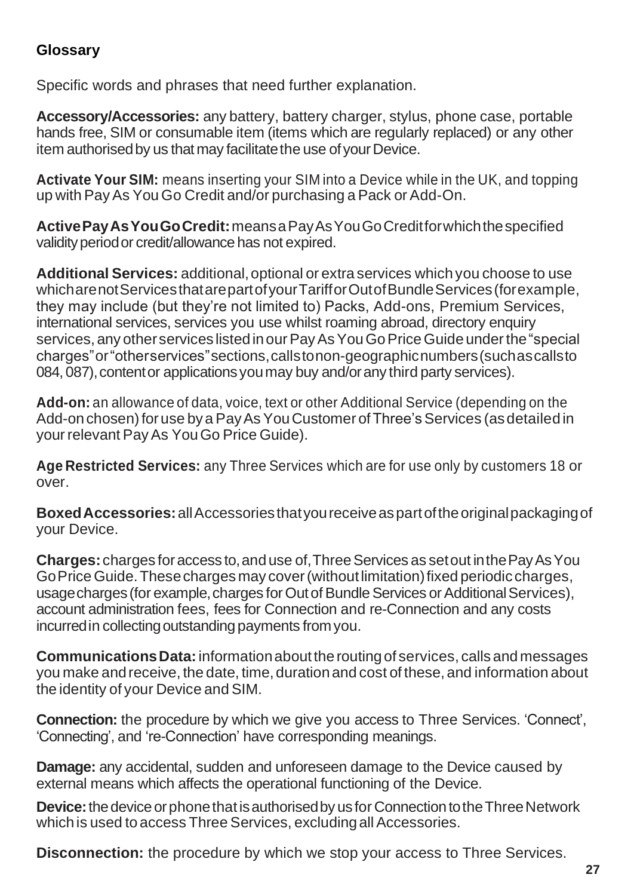## Glossary

Specific words and phrases that need further explanation.

**Accessory/Accessories:** any battery, battery charger, stylus, phone case, portable hands free, SIM or consumable item (items which are regularly replaced) or any other item authorised by us that may facilitate the use of your Device.

**Activate Your SIM:** means inserting your SIM into a Device while in the UK, and topping up with Pay As You Go Credit and/or purchasing a Pack or Add-On.

**Active Pay As You Go Credit:** means a Pay As You Go Credit for which the specified validity period or credit/allowance has not expired.

**Additional Services:** additional, optional or extra services which you choose to use which are not Services that are part of your Tariff or Out of Bundle Services (for example, they may include (but they're not limited to) Packs, Add-ons, Premium Services, international services, services you use whilst roaming abroad, directory enquiry services, any other services listed in our Pay As You Go Price Guide under the "special charges" or "other services" sections, calls to non-geographic numbers (such as calls to 084, 087), content or applications you may buy and/or any third party services).

**Add-on:** an allowance of data, voice, text or other Additional Service (depending on the Add-on chosen) for use by a Pay As You Customer of Three's Services (as detailed in your relevant Pay As You Go Price Guide).

**Age Restricted Services:** any Three Services which are for use only by customers 18 or over.

**Boxed Accessories:** all Accessories that you receive as part of the original packaging of your Device.

**Charges:** charges for access to, and use of, Three Services as set out in the Pay As You Go Price Guide. These charges may cover (without limitation) fixed periodic charges, usage charges (for example, charges for Out of Bundle Services or Additional Services), account administration fees, fees for Connection and re-Connection and any costs incurred in collecting outstanding payments from you.

**Communications Data:** information about the routing of services, calls and messages you make and receive, the date, time, duration and cost of these, and information about the identity of your Device and SIM.

**Connection:** the procedure by which we give you access to Three Services. 'Connect', 'Connecting', and 're-Connection' have corresponding meanings.

**Damage:** any accidental, sudden and unforeseen damage to the Device caused by external means which affects the operational functioning of the Device.

**Device:** the device or phone that is authorised by us for Connection to the Three Network which is used to access Three Services, excluding all Accessories.

**Disconnection:** the procedure by which we stop your access to Three Services.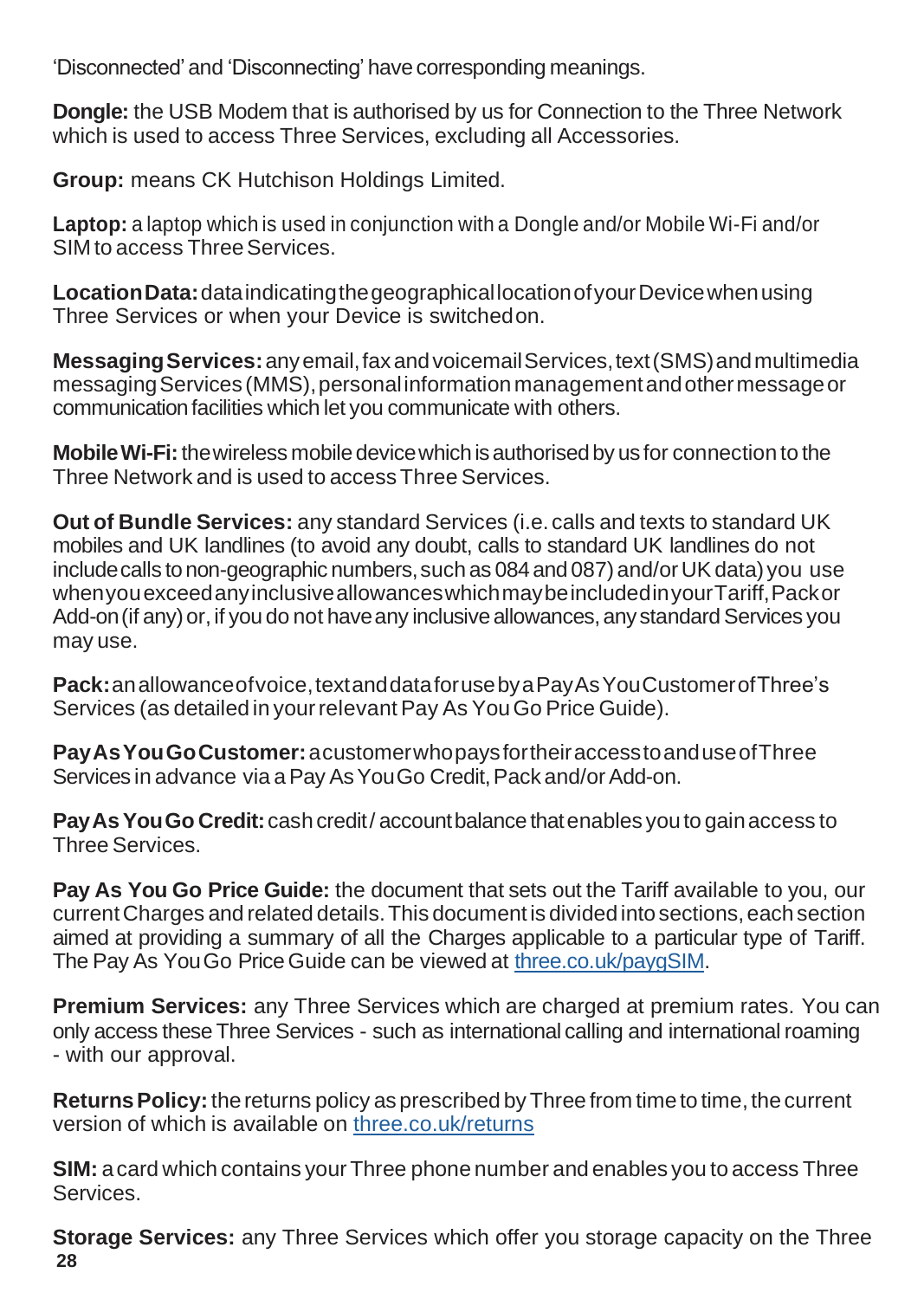'Disconnected' and 'Disconnecting' have corresponding meanings.

**Dongle:** the USB Modem that is authorised by us for Connection to the Three Network which is used to access Three Services, excluding all Accessories.

**Group:** means CK Hutchison Holdings Limited.

**Laptop:** a laptop which is used in conjunction with a Dongle and/or Mobile Wi-Fi and/or SIM to access Three Services.

**Location Data:** data indicating the geographical location of your Device when using Three Services or when your Device is switched on.

**Messaging Services:** any email, fax and voicemail Services, text (SMS) and multimedia messaging Services (MMS), personal information management and other message or communication facilities which let you communicate with others.

**Mobile Wi-Fi:** the wireless mobile device which is authorised by us for connection to the Three Network and is used to access Three Services.

**Out of Bundle Services:** any standard Services (i.e. calls and texts to standard UK mobiles and UK landlines (to avoid any doubt, calls to standard UK landlines do not include calls to non-geographic numbers, such as 084 and 087) and/or UK data) you use when you exceed any inclusive allowances which may be included in your Tariff, Pack or Add-on (if any) or, if you do not have any inclusive allowances, any standard Services you may use.

**Pack:** an allowance of voice, text and data for use by a Pay As You Customer of Three's Services (as detailed in your relevant Pay As You Go Price Guide).

**Pay As You Go Customer:** a customer who pays for their access to and use of Three Services in advance via a Pay As You Go Credit, Pack and/or Add-on.

**Pay As You Go Credit:** cash credit / account balance that enables you to gain access to Three Services.

**Pay As You Go Price Guide:** the document that sets out the Tariff available to you, our current Charges and related details. This document is divided into sections, each section aimed at providing a summary of all the Charges applicable to a particular type of Tariff. The Pay As You Go Price Guide can be viewed at three.co.uk/paygSIM.

**Premium Services:** any Three Services which are charged at premium rates. You can only access these Three Services - such as international calling and international roaming - with our approval.

**Returns Policy:** the returns policy as prescribed by Three from time to time, the current version of which is available on three.co.uk/returns

**SIM:** a card which contains your Three phone number and enables you to access Three Services.

**Storage Services:** any Three Services which offer you storage capacity on the Three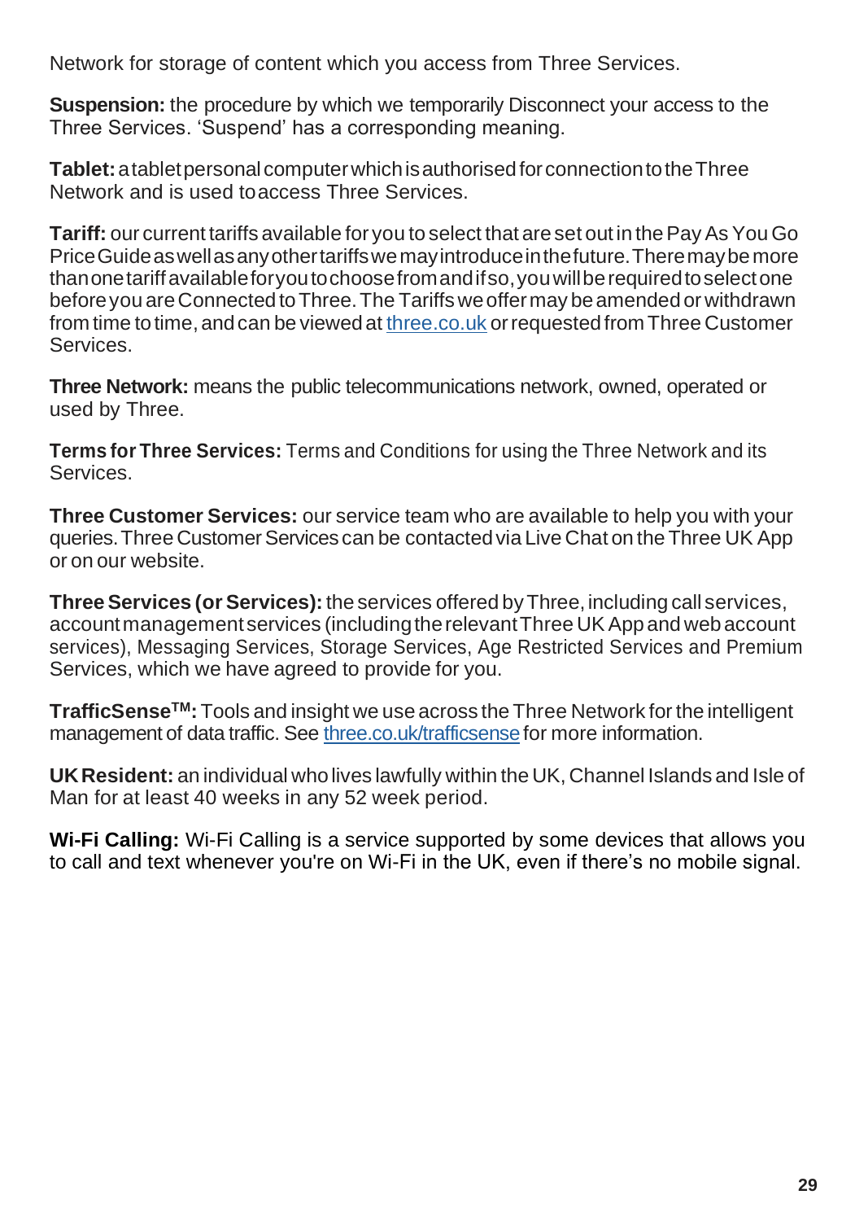Network for storage of content which you access from Three Services.

**Suspension:** the procedure by which we temporarily Disconnect your access to the Three Services. 'Suspend' has a corresponding meaning.

**Tablet:** a tablet personal computer which is authorised for connection to the Three Network and is used to access Three Services.

**Tariff:** our current tariffs available for you to select that are set out in the Pay As You Go Price Guide as well as any other tariffs we may introduce in the future. There may be more than one tariff available for you to choose from and if so, you will be required to select one before you are Connected to Three. The Tariffs we offer may be amended or withdrawn from time to time, and can be viewed at three.co.uk or requested from Three Customer Services.

**Three Network:** means the public telecommunications network, owned, operated or used by Three.

**Terms for Three Services:** Terms and Conditions for using the Three Network and its Services.

**Three Customer Services:** our service team who are available to help you with your queries. Three Customer Services can be contacted via Live Chat on the Three UK App or on our website.

**Three Services (or Services):** the services offered by Three, including call services, account management services (including the relevant Three UK App and web account services), Messaging Services, Storage Services, Age Restricted Services and Premium Services, which we have agreed to provide for you.

**TrafficSense™:** Tools and insight we use across the Three Network for the intelligent management of data traffic. See three.co.uk/trafficsense for more information.

**UK Resident:** an individual who lives lawfully within the UK, Channel Islands and Isle of Man for at least 40 weeks in any 52 week period.

**Wi-Fi Calling:** Wi-Fi Calling is a service supported by some devices that allows you to call and text whenever you're on Wi-Fi in the UK, even if there's no mobile signal.